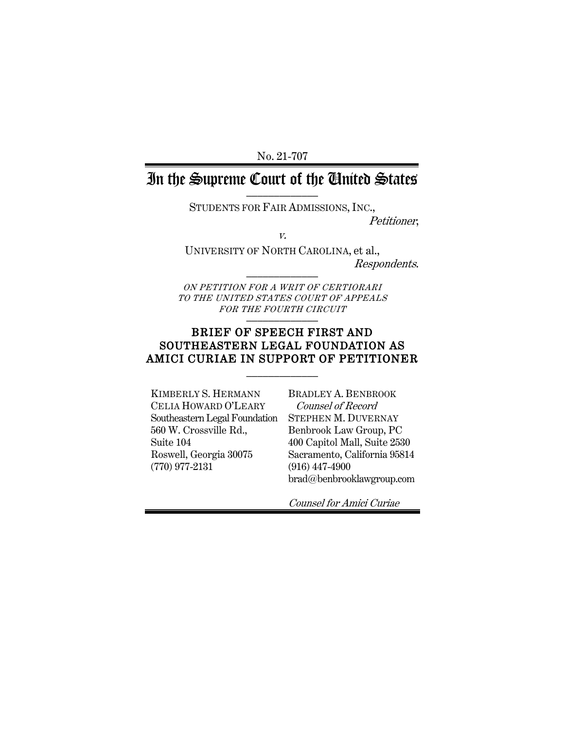No. 21-707

# In the Supreme Court of the United States

STUDENTS FOR FAIR ADMISSIONS, INC.,
*Petitioner*,

*v.*

UNIVERSITY OF NORTH CAROLINA, et al.,
*Respondents*.

*ON PETITION FOR A WRIT OF CERTIORARI TO THE UNITED STATES COURT OF APPEALS FOR THE FOURTH CIRCUIT*

## BRIEF OF SPEECH FIRST AND SOUTHEASTERN LEGAL FOUNDATION AS AMICI CURIAE IN SUPPORT OF PETITIONER

KIMBERLY S. HERMANN
CELIA HOWARD O'LEARY
Southeastern Legal Foundation
560 W. Crossville Rd.,
Suite 104
Roswell, Georgia 30075
(770) 977-2131

BRADLEY A. BENBROOK
*Counsel of Record*
STEPHEN M. DUVERNAY
Benbrook Law Group, PC
400 Capitol Mall, Suite 2530
Sacramento, California 95814
(916) 447-4900
brad@benbrooklawgroup.com

*Counsel for Amici Curiae*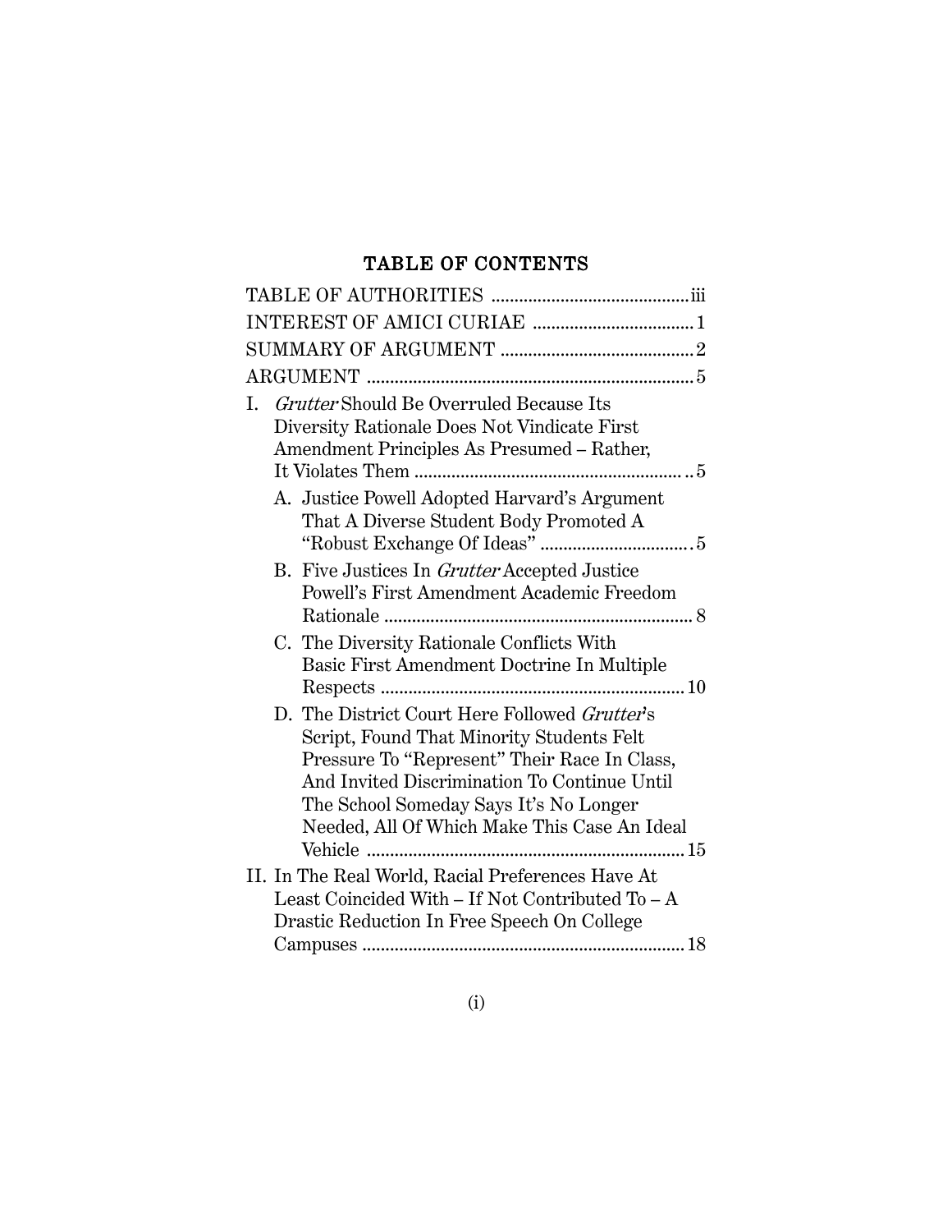# TABLE OF CONTENTS

TABLE OF AUTHORITIES .......... iii

INTEREST OF AMICI CURIAE .......... 1

SUMMARY OF ARGUMENT .......... 2

ARGUMENT .......... 5

I. *Grutter* Should Be Overruled Because Its Diversity Rationale Does Not Vindicate First Amendment Principles As Presumed – Rather, It Violates Them .......... 5

   A. Justice Powell Adopted Harvard's Argument That A Diverse Student Body Promoted A "Robust Exchange Of Ideas" .......... 5

   B. Five Justices In *Grutter* Accepted Justice Powell's First Amendment Academic Freedom Rationale .......... 8

   C. The Diversity Rationale Conflicts With Basic First Amendment Doctrine In Multiple Respects .......... 10

   D. The District Court Here Followed *Grutter*'s Script, Found That Minority Students Felt Pressure To "Represent" Their Race In Class, And Invited Discrimination To Continue Until The School Someday Says It's No Longer Needed, All Of Which Make This Case An Ideal Vehicle .......... 15

II. In The Real World, Racial Preferences Have At Least Coincided With – If Not Contributed To – A Drastic Reduction In Free Speech On College Campuses .......... 18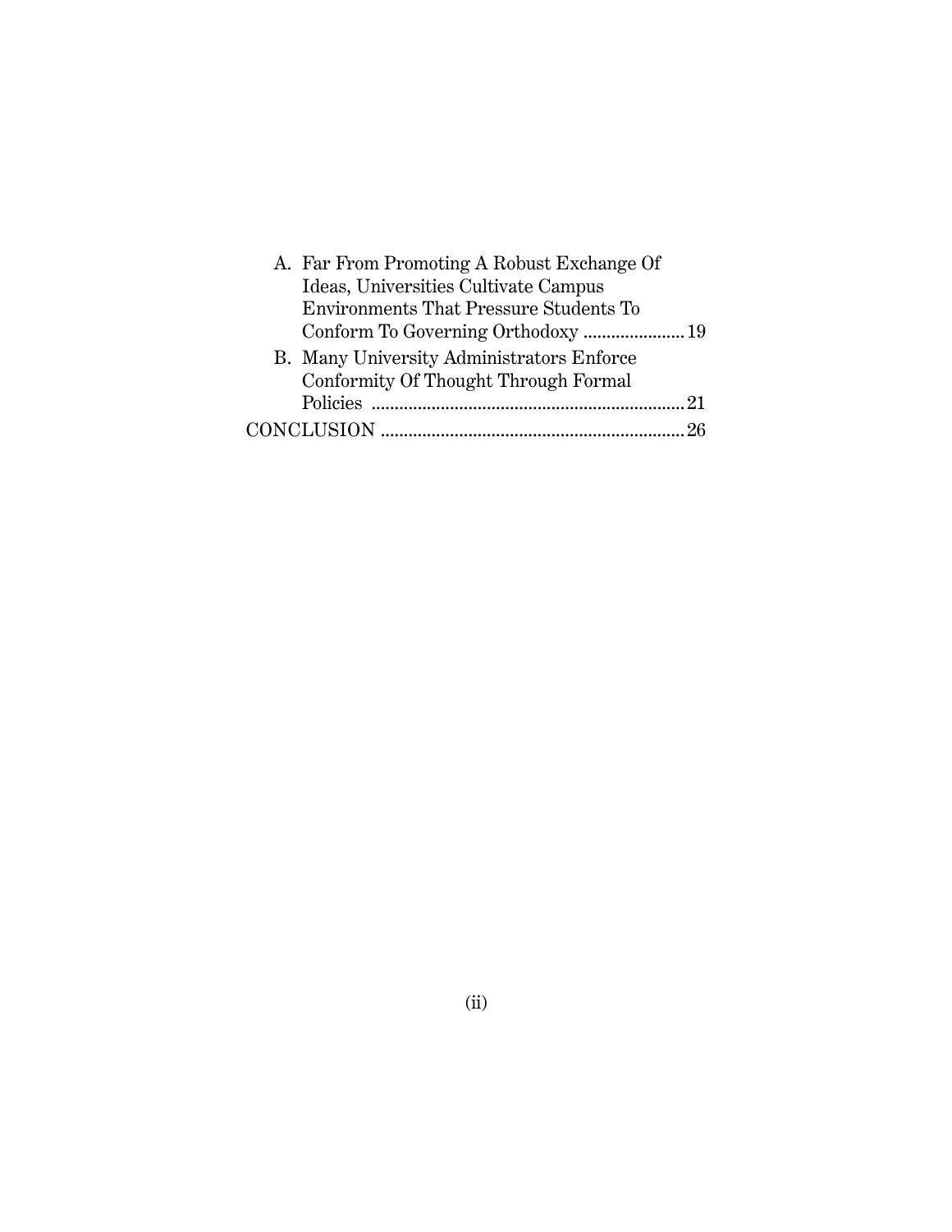A. Far From Promoting A Robust Exchange Of Ideas, Universities Cultivate Campus Environments That Pressure Students To Conform To Governing Orthodoxy ...................... 19

B. Many University Administrators Enforce Conformity Of Thought Through Formal Policies ................................................................... 21

CONCLUSION ................................................................. 26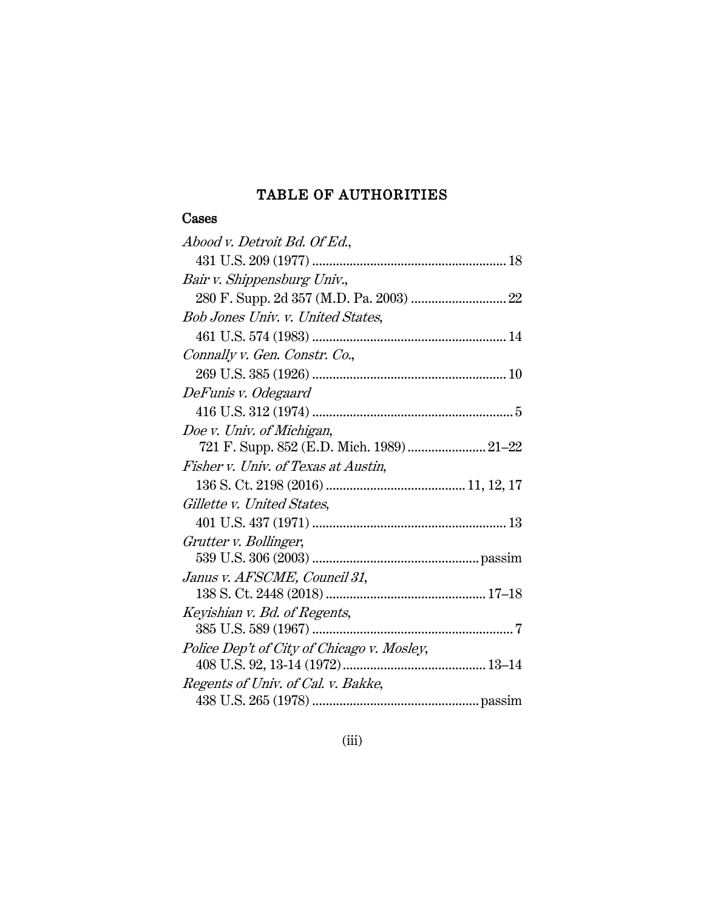# TABLE OF AUTHORITIES

## Cases

*Abood v. Detroit Bd. Of Ed.*,
431 U.S. 209 (1977) ........................................................ 18

*Bair v. Shippensburg Univ.*,
280 F. Supp. 2d 357 (M.D. Pa. 2003) ............................ 22

*Bob Jones Univ. v. United States*,
461 U.S. 574 (1983) ........................................................ 14

*Connally v. Gen. Constr. Co.*,
269 U.S. 385 (1926) ........................................................ 10

*DeFunis v. Odegaard*
416 U.S. 312 (1974) .......................................................... 5

*Doe v. Univ. of Michigan*,
721 F. Supp. 852 (E.D. Mich. 1989) ...................... 21–22

*Fisher v. Univ. of Texas at Austin*,
136 S. Ct. 2198 (2016) ........................................ 11, 12, 17

*Gillette v. United States*,
401 U.S. 437 (1971) ........................................................ 13

*Grutter v. Bollinger*,
539 U.S. 306 (2003) ................................................ passim

*Janus v. AFSCME, Council 31*,
138 S. Ct. 2448 (2018) .............................................. 17–18

*Keyishian v. Bd. of Regents*,
385 U.S. 589 (1967) .......................................................... 7

*Police Dep't of City of Chicago v. Mosley*,
408 U.S. 92, 13-14 (1972) ......................................... 13–14

*Regents of Univ. of Cal. v. Bakke*,
438 U.S. 265 (1978) ................................................ passim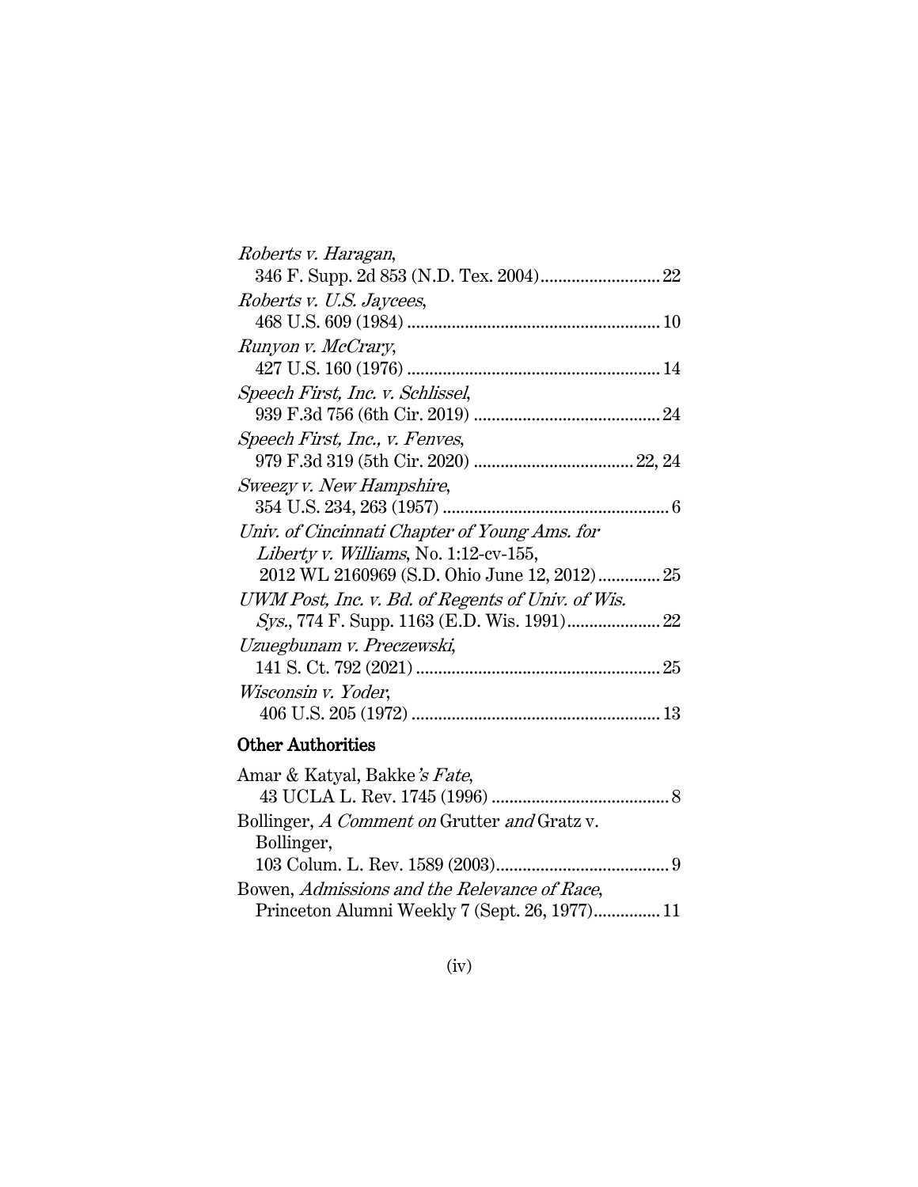*Roberts v. Haragan*,
346 F. Supp. 2d 853 (N.D. Tex. 2004)........................... 22

*Roberts v. U.S. Jaycees*,
468 U.S. 609 (1984) ......................................................... 10

*Runyon v. McCrary*,
427 U.S. 160 (1976) ......................................................... 14

*Speech First, Inc. v. Schlissel*,
939 F.3d 756 (6th Cir. 2019) .......................................... 24

*Speech First, Inc., v. Fenves*,
979 F.3d 319 (5th Cir. 2020) .................................... 22, 24

*Sweezy v. New Hampshire*,
354 U.S. 234, 263 (1957) ................................................... 6

*Univ. of Cincinnati Chapter of Young Ams. for Liberty v. Williams*, No. 1:12-cv-155,
2012 WL 2160969 (S.D. Ohio June 12, 2012).............. 25

*UWM Post, Inc. v. Bd. of Regents of Univ. of Wis. Sys.*, 774 F. Supp. 1163 (E.D. Wis. 1991)..................... 22

*Uzuegbunam v. Preczewski*,
141 S. Ct. 792 (2021) ....................................................... 25

*Wisconsin v. Yoder*,
406 U.S. 205 (1972) ......................................................... 13

## Other Authorities

Amar & Katyal, Bakke*'s Fate*,
43 UCLA L. Rev. 1745 (1996) ........................................ 8

Bollinger, *A Comment on* Grutter *and* Gratz v. Bollinger,
103 Colum. L. Rev. 1589 (2003)....................................... 9

Bowen, *Admissions and the Relevance of Race*,
Princeton Alumni Weekly 7 (Sept. 26, 1977)............... 11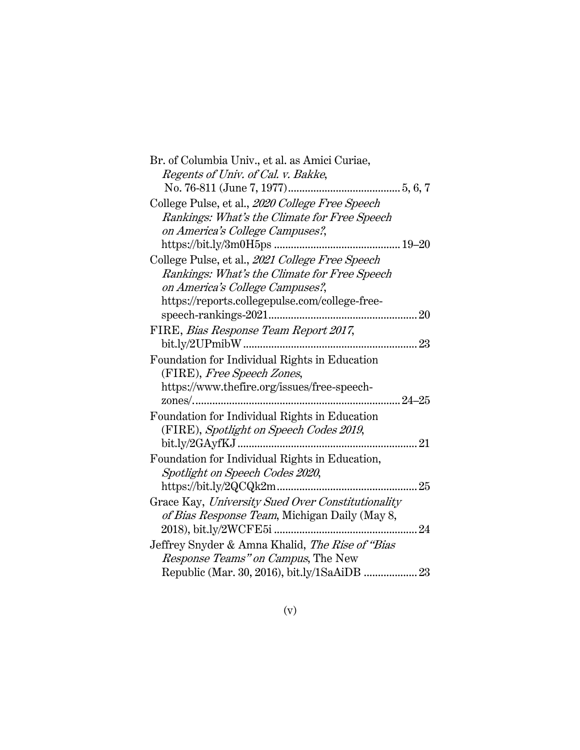Br. of Columbia Univ., et al. as Amici Curiae, *Regents of Univ. of Cal. v. Bakke*, No. 76-811 (June 7, 1977) ........................................ 5, 6, 7

College Pulse, et al., *2020 College Free Speech Rankings: What's the Climate for Free Speech on America's College Campuses?*, https://bit.ly/3m0H5ps ............................................ 19–20

College Pulse, et al., *2021 College Free Speech Rankings: What's the Climate for Free Speech on America's College Campuses?*, https://reports.collegepulse.com/college-free-speech-rankings-2021 .................................................... 20

FIRE, *Bias Response Team Report 2017*, bit.ly/2UPmibW ............................................................. 23

Foundation for Individual Rights in Education (FIRE), *Free Speech Zones*, https://www.thefire.org/issues/free-speech-zones/ ......................................................................... 24–25

Foundation for Individual Rights in Education (FIRE), *Spotlight on Speech Codes 2019*, bit.ly/2GAyfKJ ............................................................... 21

Foundation for Individual Rights in Education, *Spotlight on Speech Codes 2020*, https://bit.ly/2QCQk2m ................................................. 25

Grace Kay, *University Sued Over Constitutionality of Bias Response Team*, Michigan Daily (May 8, 2018), bit.ly/2WCFE5i .................................................. 24

Jeffrey Snyder & Amna Khalid, *The Rise of "Bias Response Teams" on Campus*, The New Republic (Mar. 30, 2016), bit.ly/1SaAiDB ................... 23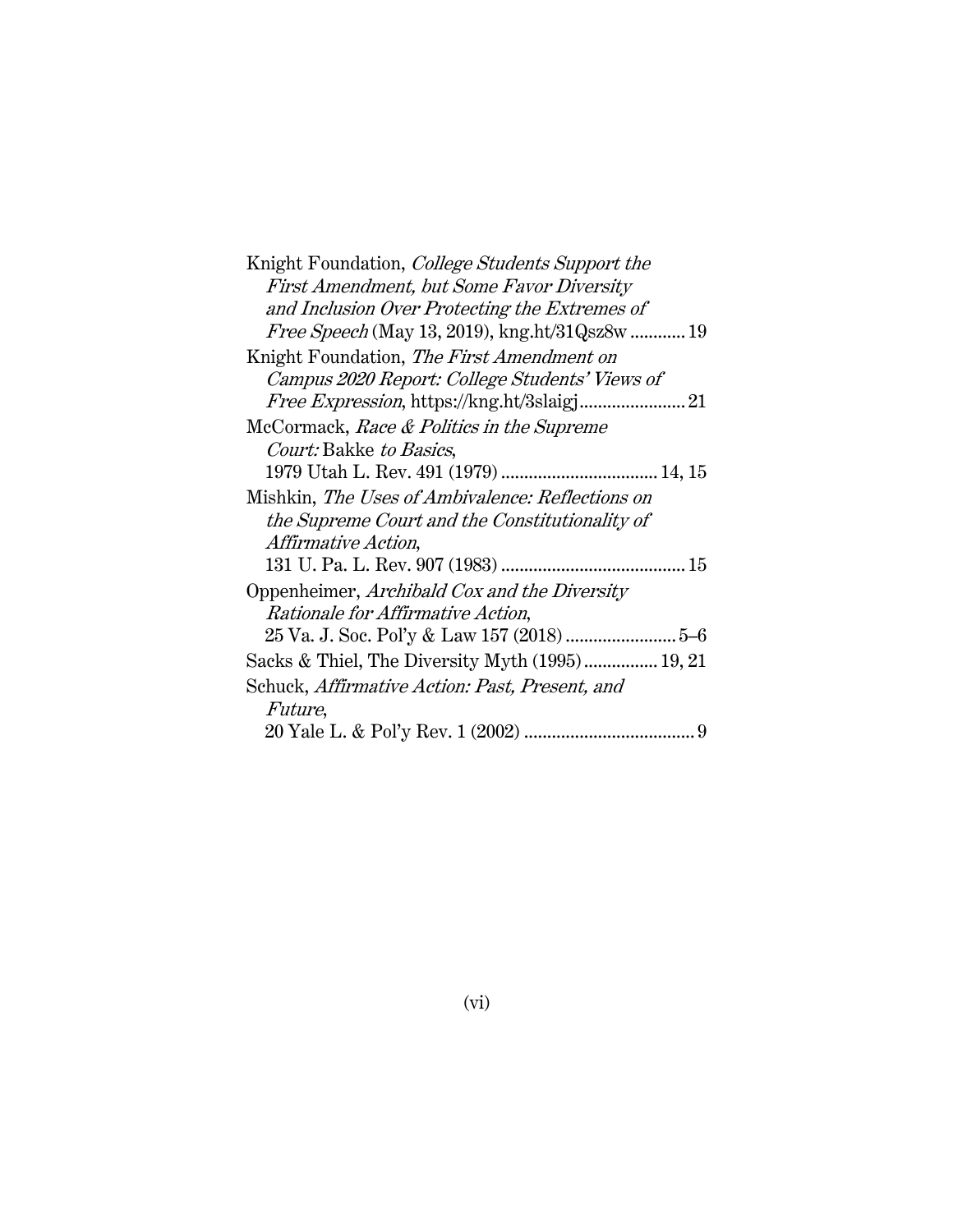Knight Foundation, *College Students Support the First Amendment, but Some Favor Diversity and Inclusion Over Protecting the Extremes of Free Speech* (May 13, 2019), kng.ht/31Qsz8w ............ 19

Knight Foundation, *The First Amendment on Campus 2020 Report: College Students' Views of Free Expression*, https://kng.ht/3slaigj ....................... 21

McCormack, *Race & Politics in the Supreme Court:* Bakke *to Basics*, 1979 Utah L. Rev. 491 (1979) .................................. 14, 15

Mishkin, *The Uses of Ambivalence: Reflections on the Supreme Court and the Constitutionality of Affirmative Action*, 131 U. Pa. L. Rev. 907 (1983) ........................................ 15

Oppenheimer, *Archibald Cox and the Diversity Rationale for Affirmative Action*, 25 Va. J. Soc. Pol'y & Law 157 (2018) ........................ 5–6

Sacks & Thiel, The Diversity Myth (1995) ................ 19, 21

Schuck, *Affirmative Action: Past, Present, and Future*, 20 Yale L. & Pol'y Rev. 1 (2002) ..................................... 9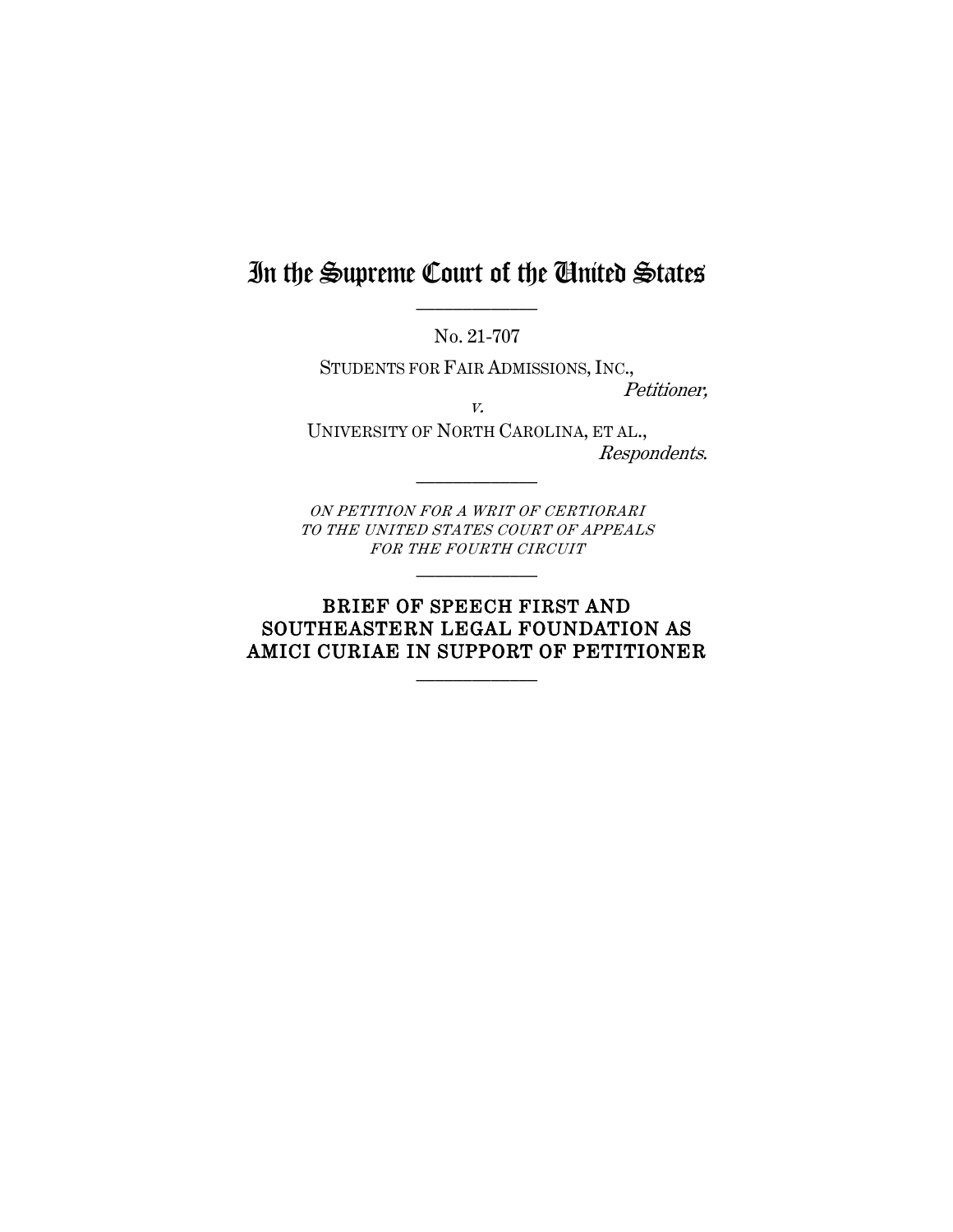# In the Supreme Court of the United States

---

No. 21-707

STUDENTS FOR FAIR ADMISSIONS, INC.,
*Petitioner,*
*v.*
UNIVERSITY OF NORTH CAROLINA, ET AL.,
*Respondents.*

---

*ON PETITION FOR A WRIT OF CERTIORARI TO THE UNITED STATES COURT OF APPEALS FOR THE FOURTH CIRCUIT*

---

## BRIEF OF SPEECH FIRST AND SOUTHEASTERN LEGAL FOUNDATION AS AMICI CURIAE IN SUPPORT OF PETITIONER

---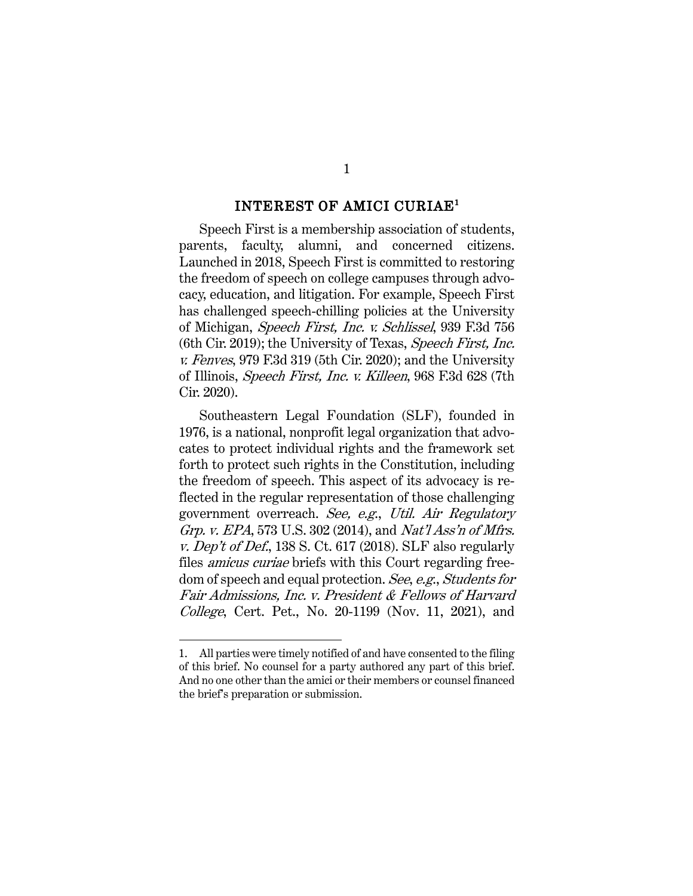## INTEREST OF AMICI CURIAE[1]

Speech First is a membership association of students, parents, faculty, alumni, and concerned citizens. Launched in 2018, Speech First is committed to restoring the freedom of speech on college campuses through advocacy, education, and litigation. For example, Speech First has challenged speech-chilling policies at the University of Michigan, *Speech First, Inc. v. Schlissel*, 939 F.3d 756 (6th Cir. 2019); the University of Texas, *Speech First, Inc. v. Fenves*, 979 F.3d 319 (5th Cir. 2020); and the University of Illinois, *Speech First, Inc. v. Killeen*, 968 F.3d 628 (7th Cir. 2020).

Southeastern Legal Foundation (SLF), founded in 1976, is a national, nonprofit legal organization that advocates to protect individual rights and the framework set forth to protect such rights in the Constitution, including the freedom of speech. This aspect of its advocacy is reflected in the regular representation of those challenging government overreach. *See, e.g.*, *Util. Air Regulatory Grp. v. EPA*, 573 U.S. 302 (2014), and *Nat'l Ass'n of Mfrs. v. Dep't of Def.*, 138 S. Ct. 617 (2018). SLF also regularly files *amicus curiae* briefs with this Court regarding freedom of speech and equal protection. *See*, *e.g.*, *Students for Fair Admissions, Inc. v. President & Fellows of Harvard College*, Cert. Pet., No. 20-1199 (Nov. 11, 2021), and

---

1. All parties were timely notified of and have consented to the filing of this brief. No counsel for a party authored any part of this brief. And no one other than the amici or their members or counsel financed the brief's preparation or submission.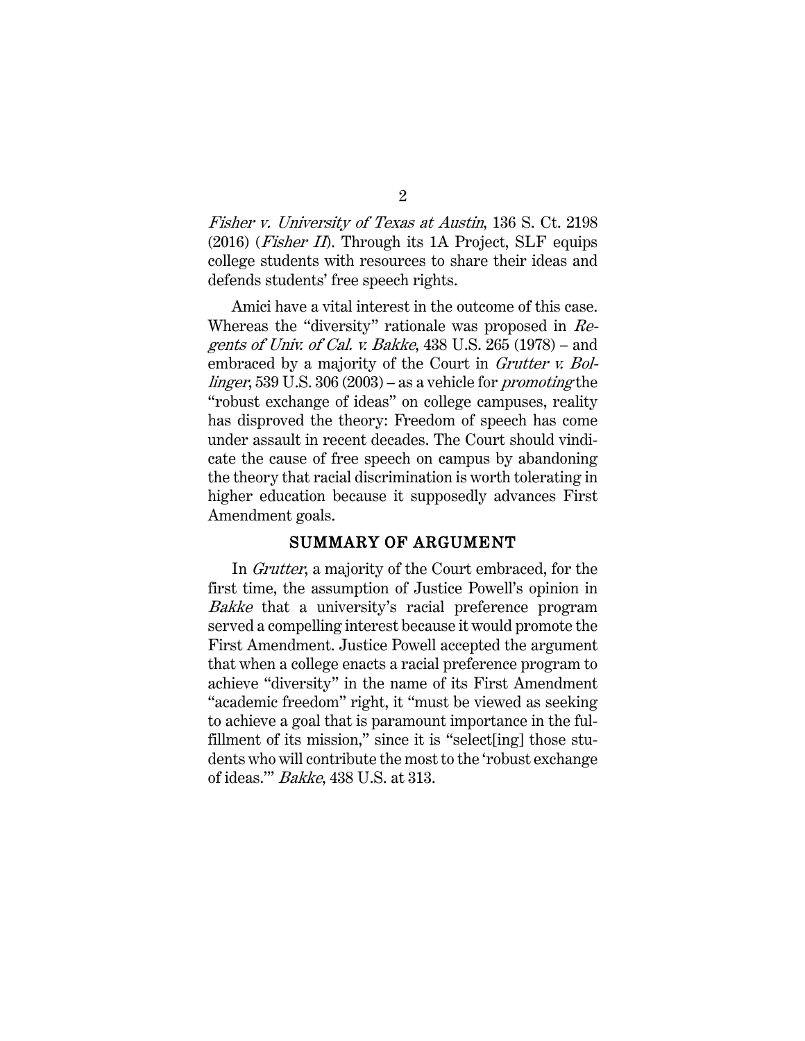*Fisher v. University of Texas at Austin*, 136 S. Ct. 2198 (2016) (*Fisher II*). Through its 1A Project, SLF equips college students with resources to share their ideas and defends students' free speech rights.

Amici have a vital interest in the outcome of this case. Whereas the "diversity" rationale was proposed in *Regents of Univ. of Cal. v. Bakke*, 438 U.S. 265 (1978) – and embraced by a majority of the Court in *Grutter v. Bollinger*, 539 U.S. 306 (2003) – as a vehicle for *promoting* the "robust exchange of ideas" on college campuses, reality has disproved the theory: Freedom of speech has come under assault in recent decades. The Court should vindicate the cause of free speech on campus by abandoning the theory that racial discrimination is worth tolerating in higher education because it supposedly advances First Amendment goals.

## SUMMARY OF ARGUMENT

In *Grutter*, a majority of the Court embraced, for the first time, the assumption of Justice Powell's opinion in *Bakke* that a university's racial preference program served a compelling interest because it would promote the First Amendment. Justice Powell accepted the argument that when a college enacts a racial preference program to achieve "diversity" in the name of its First Amendment "academic freedom" right, it "must be viewed as seeking to achieve a goal that is paramount importance in the fulfillment of its mission," since it is "select[ing] those students who will contribute the most to the 'robust exchange of ideas.'" *Bakke*, 438 U.S. at 313.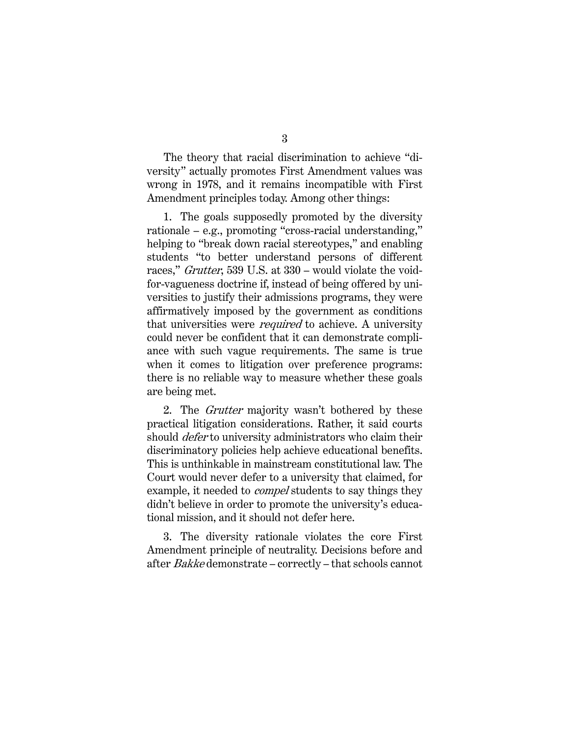The theory that racial discrimination to achieve "diversity" actually promotes First Amendment values was wrong in 1978, and it remains incompatible with First Amendment principles today. Among other things:

1. The goals supposedly promoted by the diversity rationale – e.g., promoting "cross-racial understanding," helping to "break down racial stereotypes," and enabling students "to better understand persons of different races," *Grutter*, 539 U.S. at 330 – would violate the void-for-vagueness doctrine if, instead of being offered by universities to justify their admissions programs, they were affirmatively imposed by the government as conditions that universities were *required* to achieve. A university could never be confident that it can demonstrate compliance with such vague requirements. The same is true when it comes to litigation over preference programs: there is no reliable way to measure whether these goals are being met.

2. The *Grutter* majority wasn't bothered by these practical litigation considerations. Rather, it said courts should *defer* to university administrators who claim their discriminatory policies help achieve educational benefits. This is unthinkable in mainstream constitutional law. The Court would never defer to a university that claimed, for example, it needed to *compel* students to say things they didn't believe in order to promote the university's educational mission, and it should not defer here.

3. The diversity rationale violates the core First Amendment principle of neutrality. Decisions before and after *Bakke* demonstrate – correctly – that schools cannot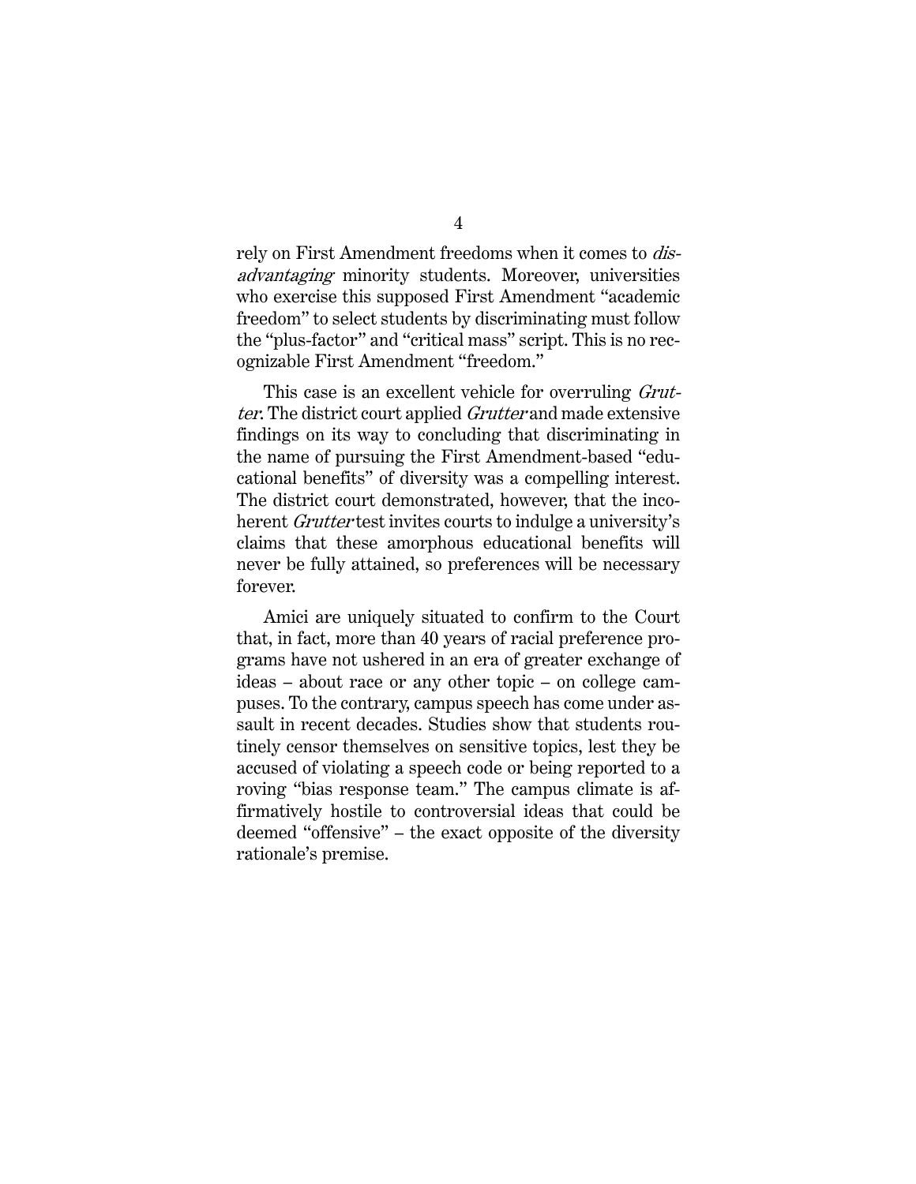rely on First Amendment freedoms when it comes to *disadvantaging* minority students. Moreover, universities who exercise this supposed First Amendment "academic freedom" to select students by discriminating must follow the "plus-factor" and "critical mass" script. This is no recognizable First Amendment "freedom."

This case is an excellent vehicle for overruling *Grutter*. The district court applied *Grutter* and made extensive findings on its way to concluding that discriminating in the name of pursuing the First Amendment-based "educational benefits" of diversity was a compelling interest. The district court demonstrated, however, that the incoherent *Grutter* test invites courts to indulge a university's claims that these amorphous educational benefits will never be fully attained, so preferences will be necessary forever.

Amici are uniquely situated to confirm to the Court that, in fact, more than 40 years of racial preference programs have not ushered in an era of greater exchange of ideas – about race or any other topic – on college campuses. To the contrary, campus speech has come under assault in recent decades. Studies show that students routinely censor themselves on sensitive topics, lest they be accused of violating a speech code or being reported to a roving "bias response team." The campus climate is affirmatively hostile to controversial ideas that could be deemed "offensive" – the exact opposite of the diversity rationale's premise.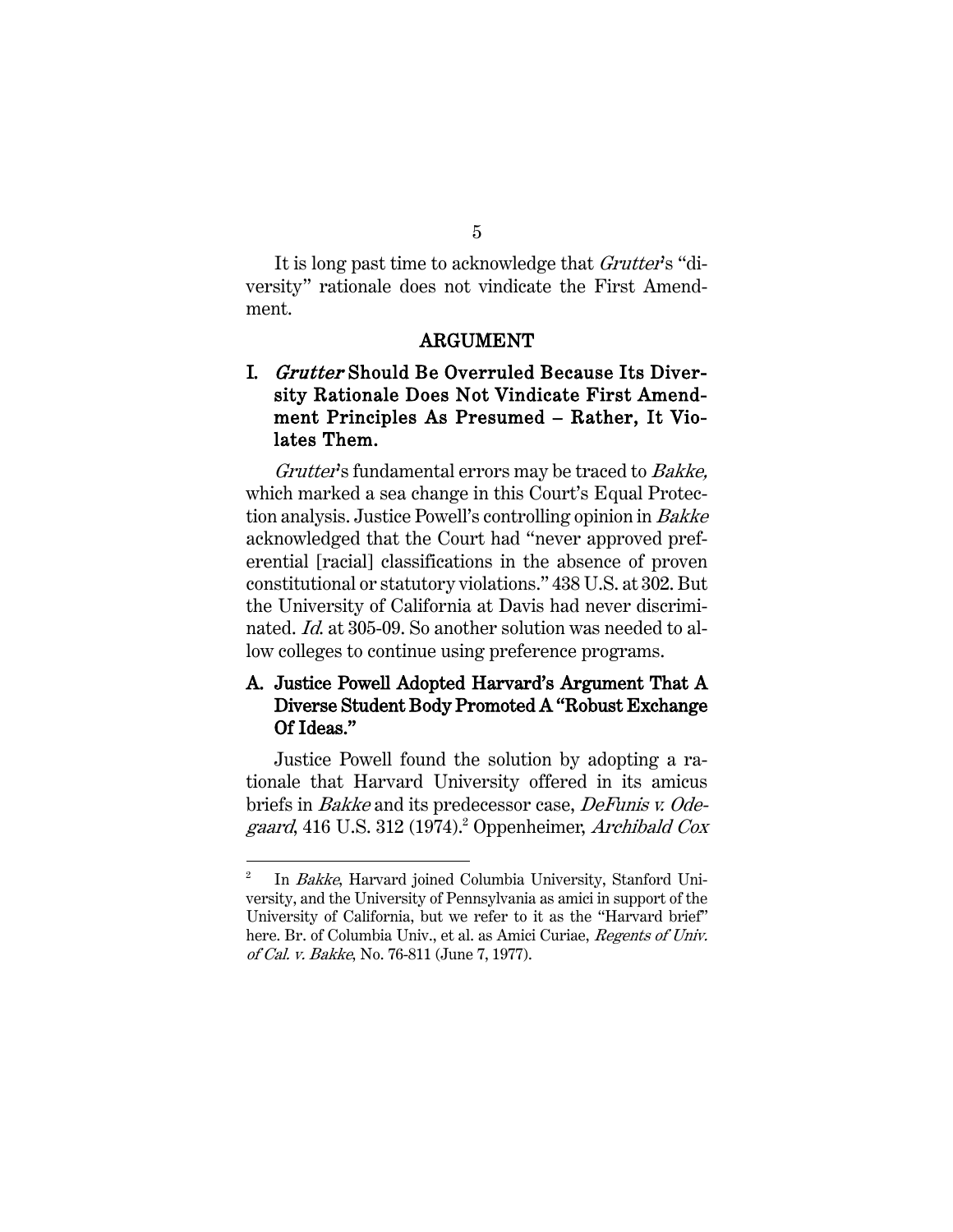It is long past time to acknowledge that *Grutter*'s "diversity" rationale does not vindicate the First Amendment.

## ARGUMENT

### I. *Grutter* Should Be Overruled Because Its Diversity Rationale Does Not Vindicate First Amendment Principles As Presumed – Rather, It Violates Them.

*Grutter*'s fundamental errors may be traced to *Bakke,* which marked a sea change in this Court's Equal Protection analysis. Justice Powell's controlling opinion in *Bakke* acknowledged that the Court had "never approved preferential [racial] classifications in the absence of proven constitutional or statutory violations." 438 U.S. at 302. But the University of California at Davis had never discriminated. *Id.* at 305-09. So another solution was needed to allow colleges to continue using preference programs.

#### A. Justice Powell Adopted Harvard's Argument That A Diverse Student Body Promoted A "Robust Exchange Of Ideas."

Justice Powell found the solution by adopting a rationale that Harvard University offered in its amicus briefs in *Bakke* and its predecessor case, *DeFunis v. Odegaard*, 416 U.S. 312 (1974).[2] Oppenheimer, *Archibald Cox*

---

[2] In *Bakke*, Harvard joined Columbia University, Stanford University, and the University of Pennsylvania as amici in support of the University of California, but we refer to it as the "Harvard brief" here. Br. of Columbia Univ., et al. as Amici Curiae, *Regents of Univ. of Cal. v. Bakke*, No. 76-811 (June 7, 1977).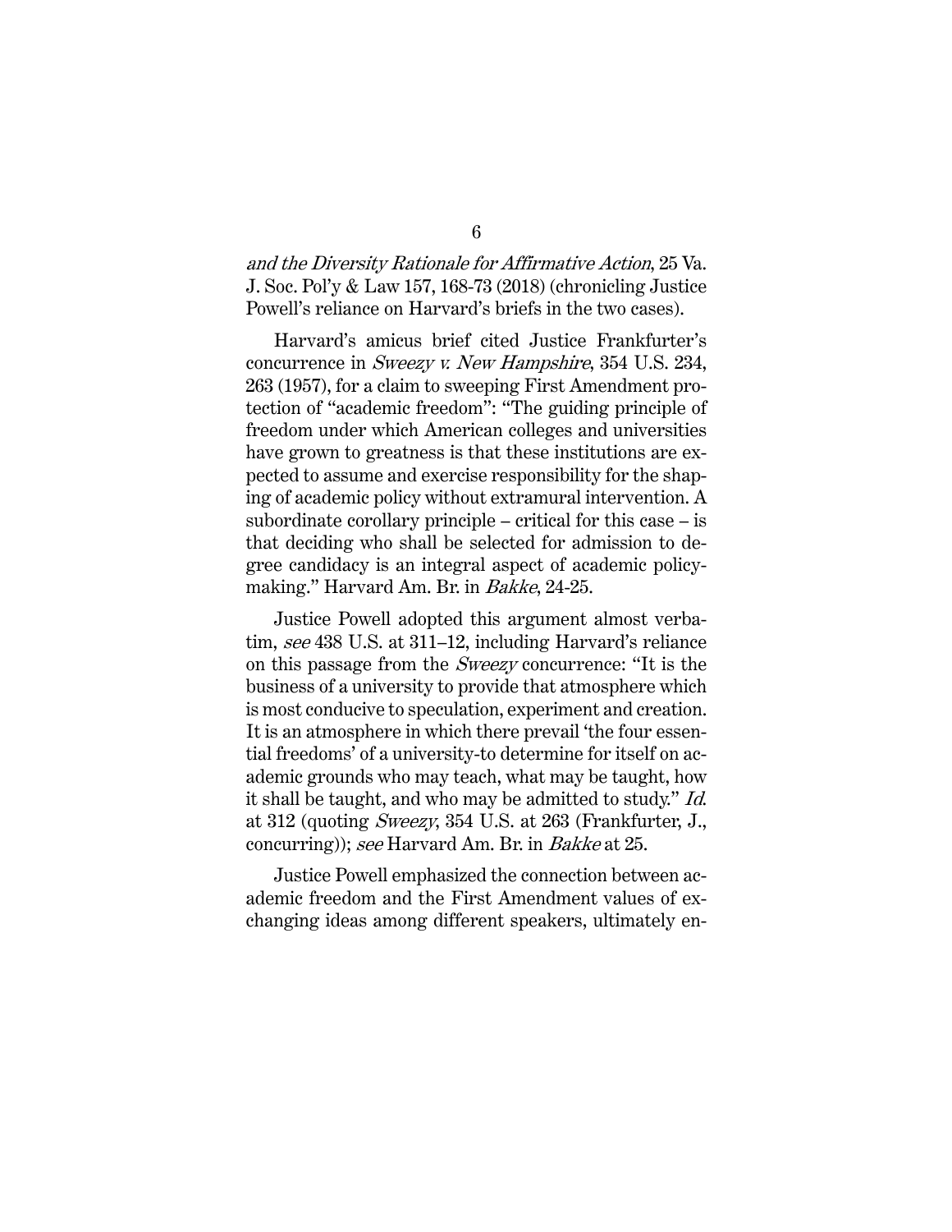*and the Diversity Rationale for Affirmative Action*, 25 Va. J. Soc. Pol'y & Law 157, 168-73 (2018) (chronicling Justice Powell's reliance on Harvard's briefs in the two cases).

Harvard's amicus brief cited Justice Frankfurter's concurrence in *Sweezy v. New Hampshire*, 354 U.S. 234, 263 (1957), for a claim to sweeping First Amendment protection of "academic freedom": "The guiding principle of freedom under which American colleges and universities have grown to greatness is that these institutions are expected to assume and exercise responsibility for the shaping of academic policy without extramural intervention. A subordinate corollary principle – critical for this case – is that deciding who shall be selected for admission to degree candidacy is an integral aspect of academic policy-making." Harvard Am. Br. in *Bakke*, 24-25.

Justice Powell adopted this argument almost verbatim, *see* 438 U.S. at 311–12, including Harvard's reliance on this passage from the *Sweezy* concurrence: "It is the business of a university to provide that atmosphere which is most conducive to speculation, experiment and creation. It is an atmosphere in which there prevail 'the four essential freedoms' of a university-to determine for itself on academic grounds who may teach, what may be taught, how it shall be taught, and who may be admitted to study." *Id.* at 312 (quoting *Sweezy*, 354 U.S. at 263 (Frankfurter, J., concurring)); *see* Harvard Am. Br. in *Bakke* at 25.

Justice Powell emphasized the connection between academic freedom and the First Amendment values of exchanging ideas among different speakers, ultimately en-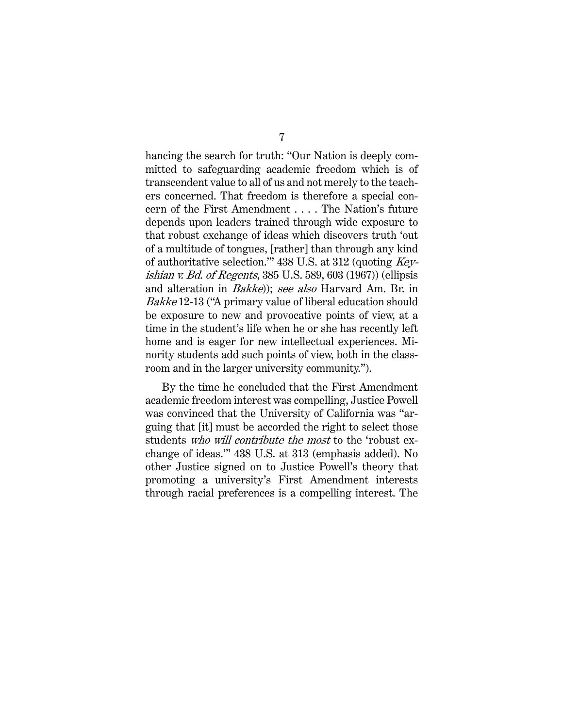hancing the search for truth: "Our Nation is deeply committed to safeguarding academic freedom which is of transcendent value to all of us and not merely to the teachers concerned. That freedom is therefore a special concern of the First Amendment . . . . The Nation's future depends upon leaders trained through wide exposure to that robust exchange of ideas which discovers truth 'out of a multitude of tongues, [rather] than through any kind of authoritative selection.'" 438 U.S. at 312 (quoting *Keyishian v. Bd. of Regents*, 385 U.S. 589, 603 (1967)) (ellipsis and alteration in *Bakke*)); *see also* Harvard Am. Br. in *Bakke* 12-13 ("A primary value of liberal education should be exposure to new and provocative points of view, at a time in the student's life when he or she has recently left home and is eager for new intellectual experiences. Minority students add such points of view, both in the classroom and in the larger university community.").

By the time he concluded that the First Amendment academic freedom interest was compelling, Justice Powell was convinced that the University of California was "arguing that [it] must be accorded the right to select those students *who will contribute the most* to the 'robust exchange of ideas.'" 438 U.S. at 313 (emphasis added). No other Justice signed on to Justice Powell's theory that promoting a university's First Amendment interests through racial preferences is a compelling interest. The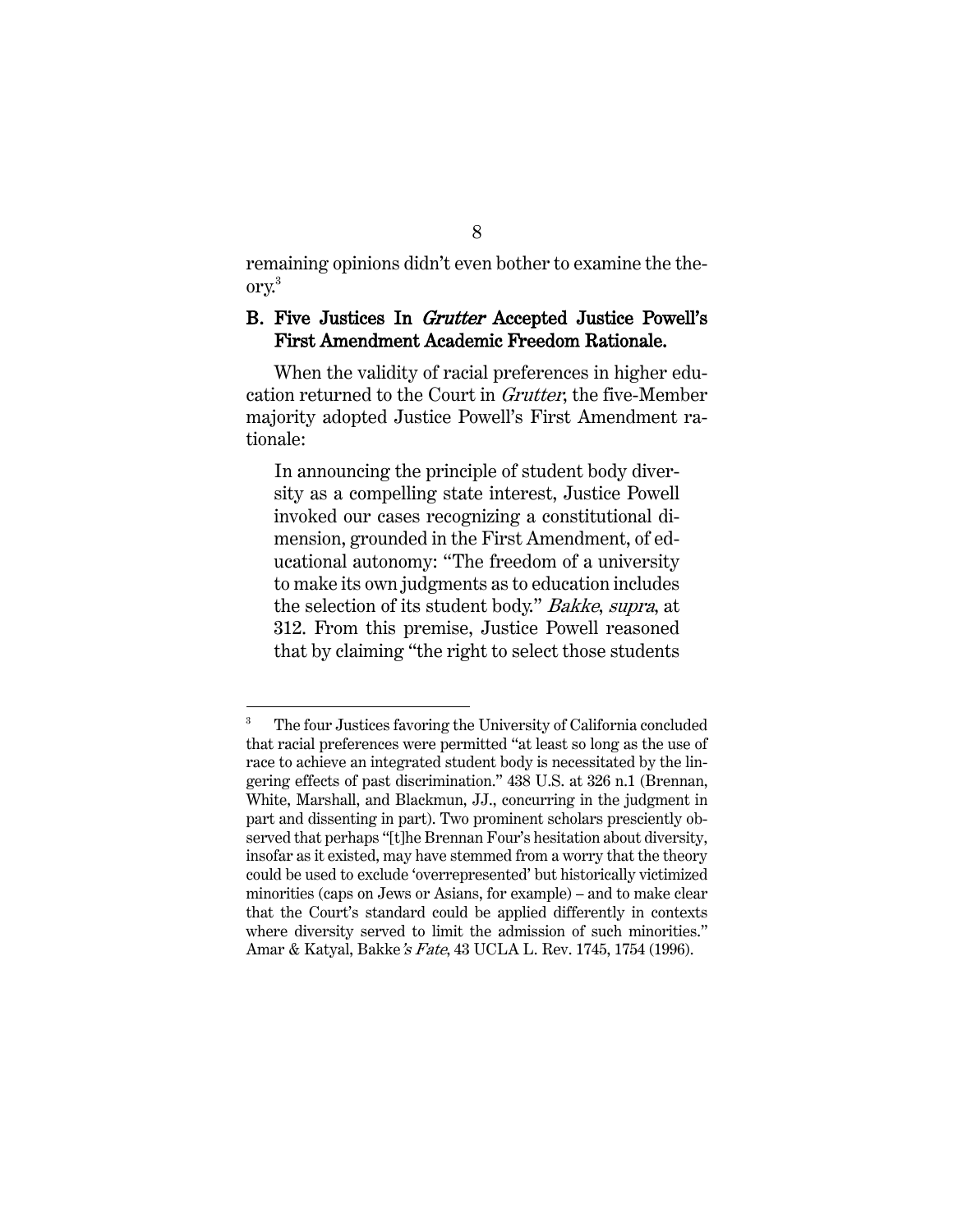remaining opinions didn't even bother to examine the theory.[3]

### B. Five Justices In *Grutter* Accepted Justice Powell's First Amendment Academic Freedom Rationale.

When the validity of racial preferences in higher education returned to the Court in *Grutter*, the five-Member majority adopted Justice Powell's First Amendment rationale:

> In announcing the principle of student body diversity as a compelling state interest, Justice Powell invoked our cases recognizing a constitutional dimension, grounded in the First Amendment, of educational autonomy: "The freedom of a university to make its own judgments as to education includes the selection of its student body." *Bakke*, *supra*, at 312. From this premise, Justice Powell reasoned that by claiming "the right to select those students

---

[3] The four Justices favoring the University of California concluded that racial preferences were permitted "at least so long as the use of race to achieve an integrated student body is necessitated by the lingering effects of past discrimination." 438 U.S. at 326 n.1 (Brennan, White, Marshall, and Blackmun, JJ., concurring in the judgment in part and dissenting in part). Two prominent scholars presciently observed that perhaps "[t]he Brennan Four's hesitation about diversity, insofar as it existed, may have stemmed from a worry that the theory could be used to exclude 'overrepresented' but historically victimized minorities (caps on Jews or Asians, for example) – and to make clear that the Court's standard could be applied differently in contexts where diversity served to limit the admission of such minorities." Amar & Katyal, Bakke*'s Fate*, 43 UCLA L. Rev. 1745, 1754 (1996).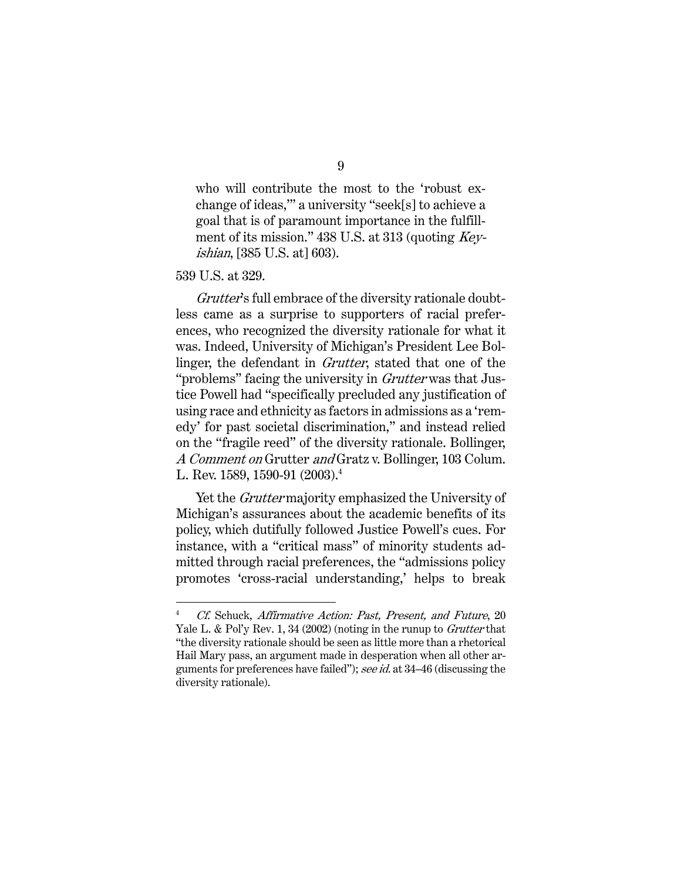> who will contribute the most to the 'robust exchange of ideas,'" a university "seek[s] to achieve a goal that is of paramount importance in the fulfillment of its mission." 438 U.S. at 313 (quoting *Keyishian*, [385 U.S. at] 603).

539 U.S. at 329.

*Grutter*'s full embrace of the diversity rationale doubtless came as a surprise to supporters of racial preferences, who recognized the diversity rationale for what it was. Indeed, University of Michigan's President Lee Bollinger, the defendant in *Grutter*, stated that one of the "problems" facing the university in *Grutter* was that Justice Powell had "specifically precluded any justification of using race and ethnicity as factors in admissions as a 'remedy' for past societal discrimination," and instead relied on the "fragile reed" of the diversity rationale. Bollinger, *A Comment on* Grutter *and* Gratz v. Bollinger, 103 Colum. L. Rev. 1589, 1590-91 (2003).[4]

Yet the *Grutter* majority emphasized the University of Michigan's assurances about the academic benefits of its policy, which dutifully followed Justice Powell's cues. For instance, with a "critical mass" of minority students admitted through racial preferences, the "admissions policy promotes 'cross-racial understanding,' helps to break

---

[4] *Cf.* Schuck, *Affirmative Action: Past, Present, and Future*, 20 Yale L. & Pol'y Rev. 1, 34 (2002) (noting in the runup to *Grutter* that "the diversity rationale should be seen as little more than a rhetorical Hail Mary pass, an argument made in desperation when all other arguments for preferences have failed"); *see id.* at 34–46 (discussing the diversity rationale).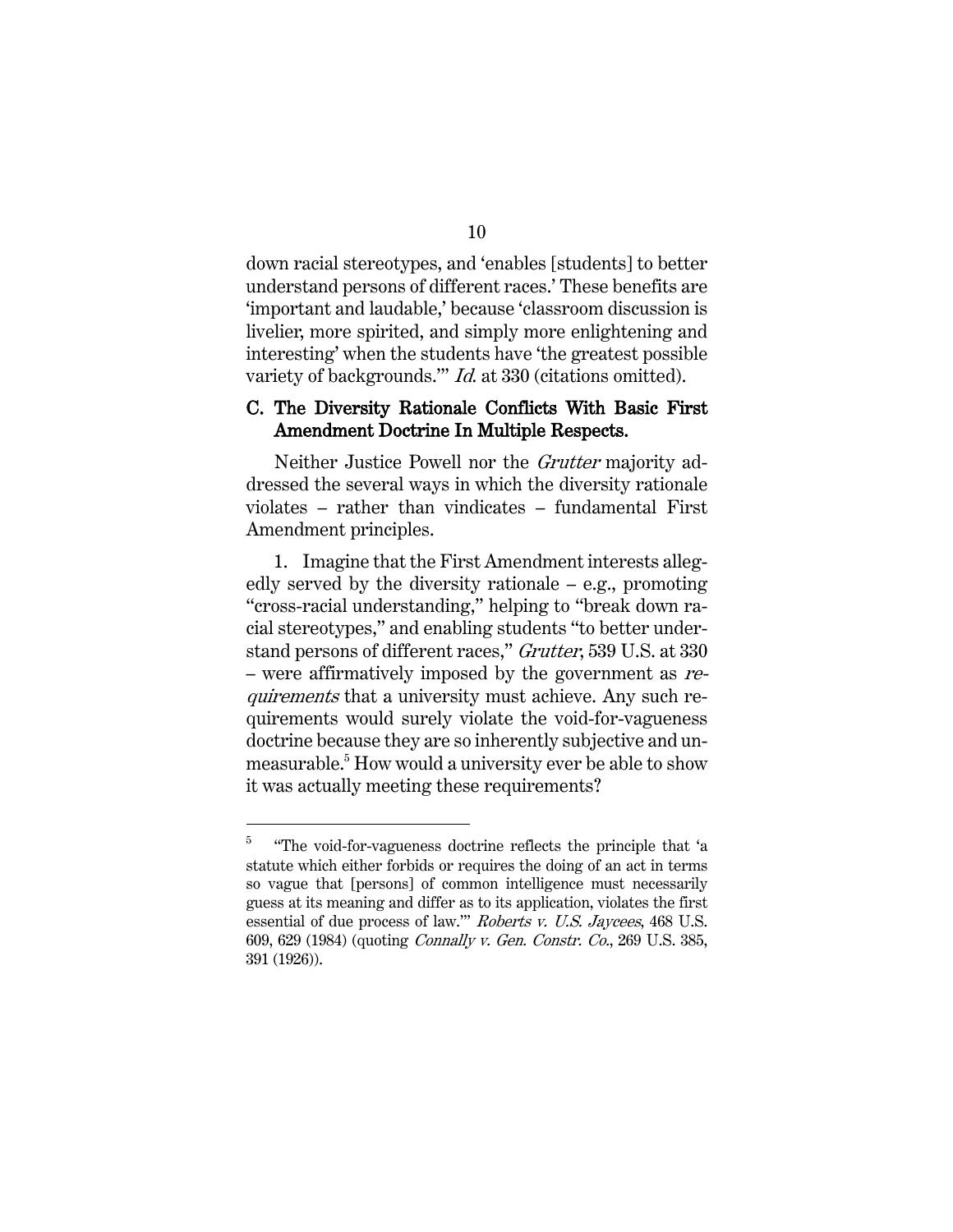down racial stereotypes, and 'enables [students] to better understand persons of different races.' These benefits are 'important and laudable,' because 'classroom discussion is livelier, more spirited, and simply more enlightening and interesting' when the students have 'the greatest possible variety of backgrounds.'" *Id.* at 330 (citations omitted).

### C. The Diversity Rationale Conflicts With Basic First Amendment Doctrine In Multiple Respects.

Neither Justice Powell nor the *Grutter* majority addressed the several ways in which the diversity rationale violates – rather than vindicates – fundamental First Amendment principles.

1. Imagine that the First Amendment interests allegedly served by the diversity rationale – e.g., promoting "cross-racial understanding," helping to "break down racial stereotypes," and enabling students "to better understand persons of different races," *Grutter*, 539 U.S. at 330 – were affirmatively imposed by the government as *requirements* that a university must achieve. Any such requirements would surely violate the void-for-vagueness doctrine because they are so inherently subjective and unmeasurable.[5] How would a university ever be able to show it was actually meeting these requirements?

---

[5] "The void-for-vagueness doctrine reflects the principle that 'a statute which either forbids or requires the doing of an act in terms so vague that [persons] of common intelligence must necessarily guess at its meaning and differ as to its application, violates the first essential of due process of law.'" *Roberts v. U.S. Jaycees*, 468 U.S. 609, 629 (1984) (quoting *Connally v. Gen. Constr. Co.*, 269 U.S. 385, 391 (1926)).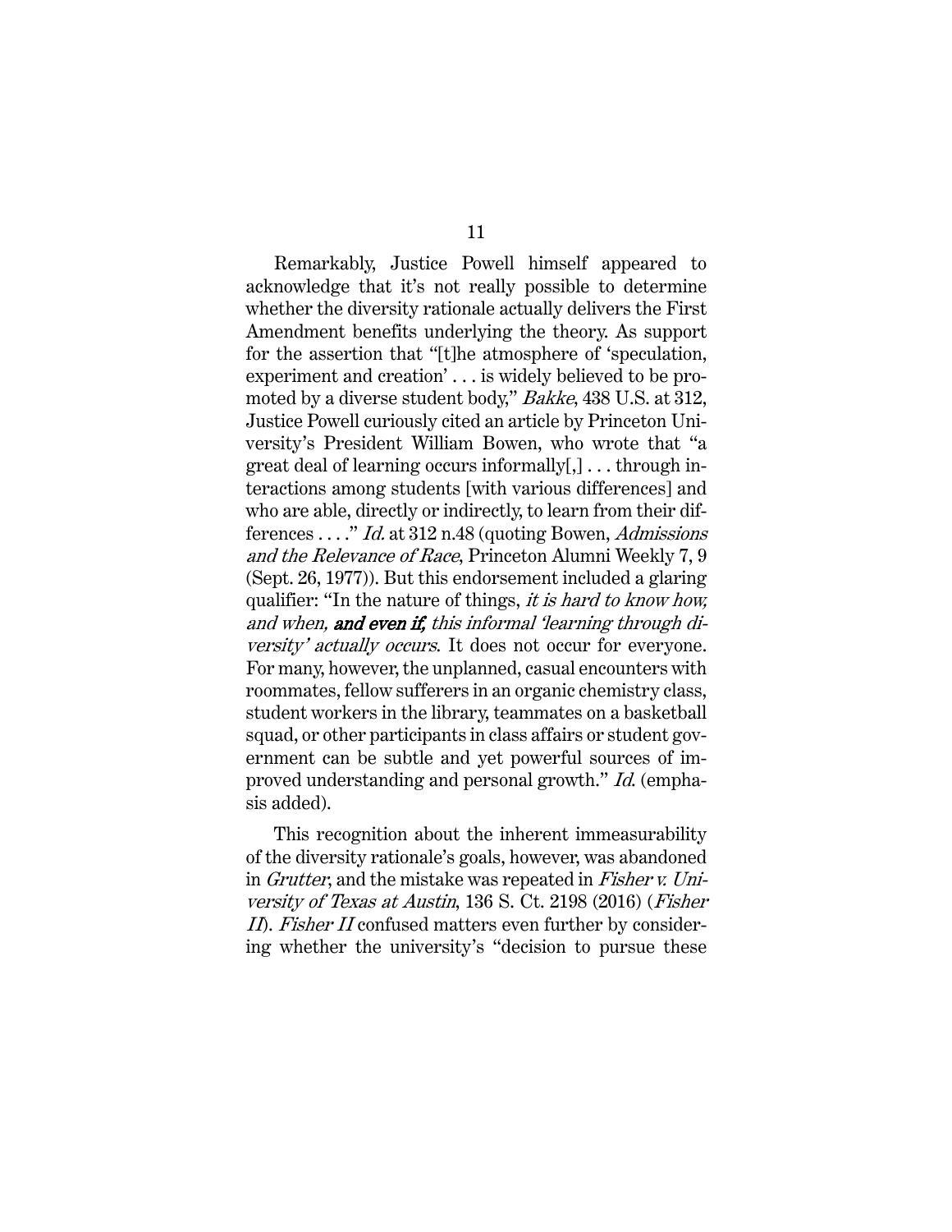Remarkably, Justice Powell himself appeared to acknowledge that it's not really possible to determine whether the diversity rationale actually delivers the First Amendment benefits underlying the theory. As support for the assertion that "[t]he atmosphere of 'speculation, experiment and creation' . . . is widely believed to be promoted by a diverse student body," *Bakke*, 438 U.S. at 312, Justice Powell curiously cited an article by Princeton University's President William Bowen, who wrote that "a great deal of learning occurs informally[,] . . . through interactions among students [with various differences] and who are able, directly or indirectly, to learn from their differences . . . ." *Id.* at 312 n.48 (quoting Bowen, *Admissions and the Relevance of Race*, Princeton Alumni Weekly 7, 9 (Sept. 26, 1977)). But this endorsement included a glaring qualifier: "In the nature of things, *it is hard to know how, and when,* ***and even if,*** *this informal 'learning through diversity' actually occurs*. It does not occur for everyone. For many, however, the unplanned, casual encounters with roommates, fellow sufferers in an organic chemistry class, student workers in the library, teammates on a basketball squad, or other participants in class affairs or student government can be subtle and yet powerful sources of improved understanding and personal growth." *Id.* (emphasis added).

This recognition about the inherent immeasurability of the diversity rationale's goals, however, was abandoned in *Grutter*, and the mistake was repeated in *Fisher v. University of Texas at Austin*, 136 S. Ct. 2198 (2016) (*Fisher II*). *Fisher II* confused matters even further by considering whether the university's "decision to pursue these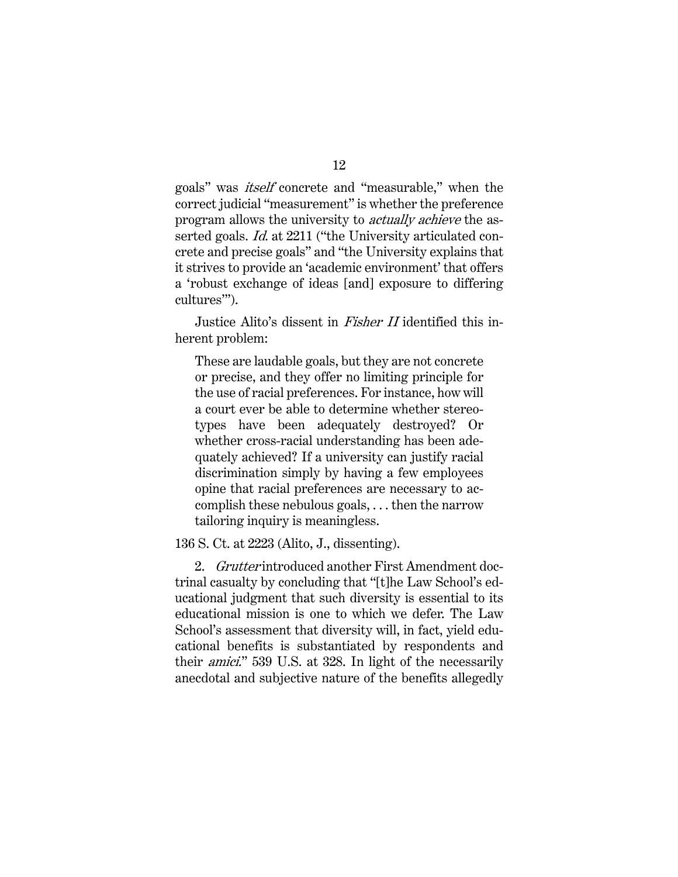goals" was *itself* concrete and "measurable," when the correct judicial "measurement" is whether the preference program allows the university to *actually achieve* the asserted goals. *Id.* at 2211 ("the University articulated concrete and precise goals" and "the University explains that it strives to provide an 'academic environment' that offers a 'robust exchange of ideas [and] exposure to differing cultures'").

Justice Alito's dissent in *Fisher II* identified this inherent problem:

> These are laudable goals, but they are not concrete or precise, and they offer no limiting principle for the use of racial preferences. For instance, how will a court ever be able to determine whether stereotypes have been adequately destroyed? Or whether cross-racial understanding has been adequately achieved? If a university can justify racial discrimination simply by having a few employees opine that racial preferences are necessary to accomplish these nebulous goals, . . . then the narrow tailoring inquiry is meaningless.

136 S. Ct. at 2223 (Alito, J., dissenting).

2. *Grutter* introduced another First Amendment doctrinal casualty by concluding that "[t]he Law School's educational judgment that such diversity is essential to its educational mission is one to which we defer. The Law School's assessment that diversity will, in fact, yield educational benefits is substantiated by respondents and their *amici*." 539 U.S. at 328. In light of the necessarily anecdotal and subjective nature of the benefits allegedly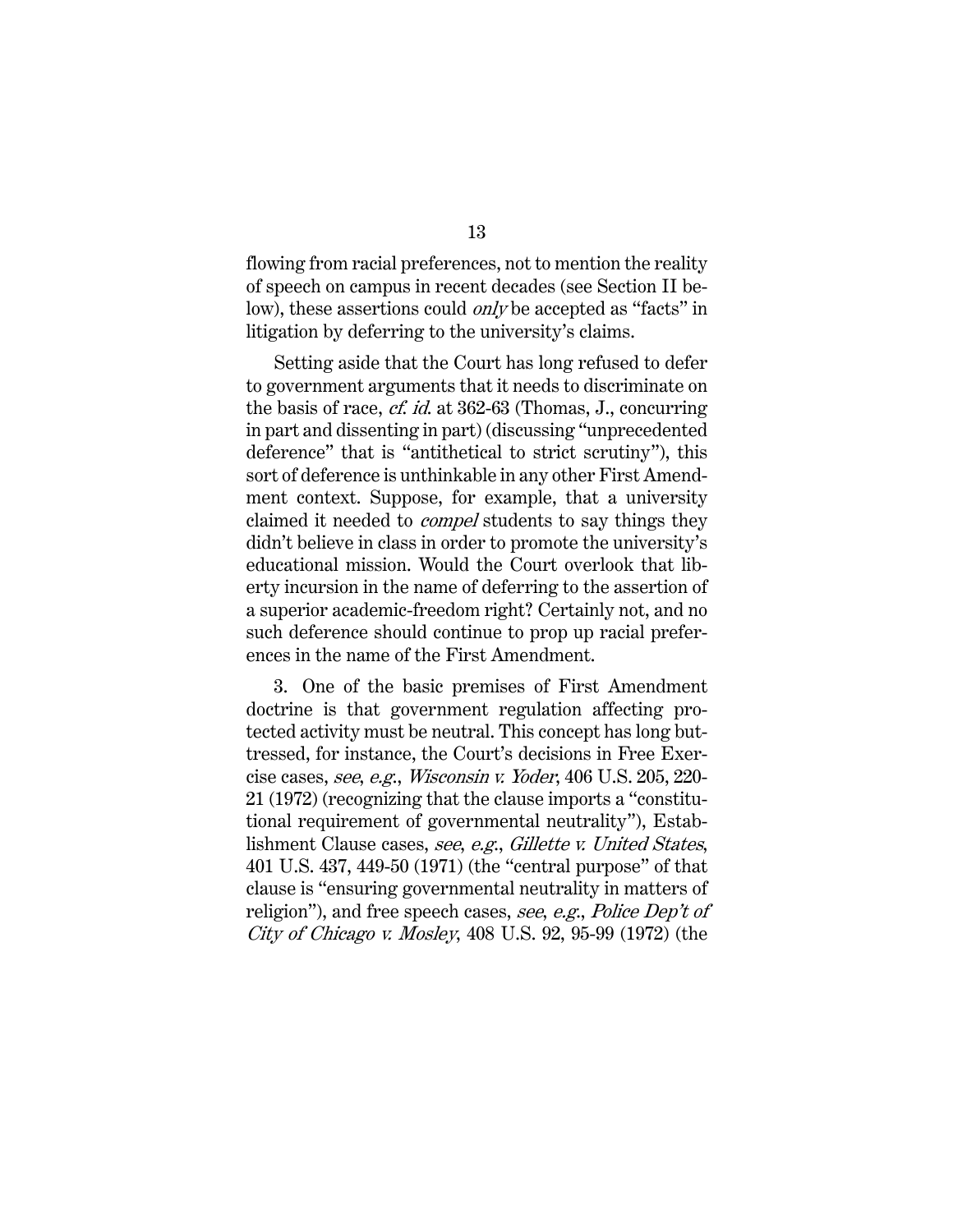flowing from racial preferences, not to mention the reality of speech on campus in recent decades (see Section II below), these assertions could *only* be accepted as "facts" in litigation by deferring to the university's claims.

Setting aside that the Court has long refused to defer to government arguments that it needs to discriminate on the basis of race, *cf. id.* at 362-63 (Thomas, J., concurring in part and dissenting in part) (discussing "unprecedented deference" that is "antithetical to strict scrutiny"), this sort of deference is unthinkable in any other First Amendment context. Suppose, for example, that a university claimed it needed to *compel* students to say things they didn't believe in class in order to promote the university's educational mission. Would the Court overlook that liberty incursion in the name of deferring to the assertion of a superior academic-freedom right? Certainly not, and no such deference should continue to prop up racial preferences in the name of the First Amendment.

3. One of the basic premises of First Amendment doctrine is that government regulation affecting protected activity must be neutral. This concept has long buttressed, for instance, the Court's decisions in Free Exercise cases, *see, e.g.*, *Wisconsin v. Yoder*, 406 U.S. 205, 220-21 (1972) (recognizing that the clause imports a "constitutional requirement of governmental neutrality"), Establishment Clause cases, *see, e.g.*, *Gillette v. United States*, 401 U.S. 437, 449-50 (1971) (the "central purpose" of that clause is "ensuring governmental neutrality in matters of religion"), and free speech cases, *see, e.g.*, *Police Dep't of City of Chicago v. Mosley*, 408 U.S. 92, 95-99 (1972) (the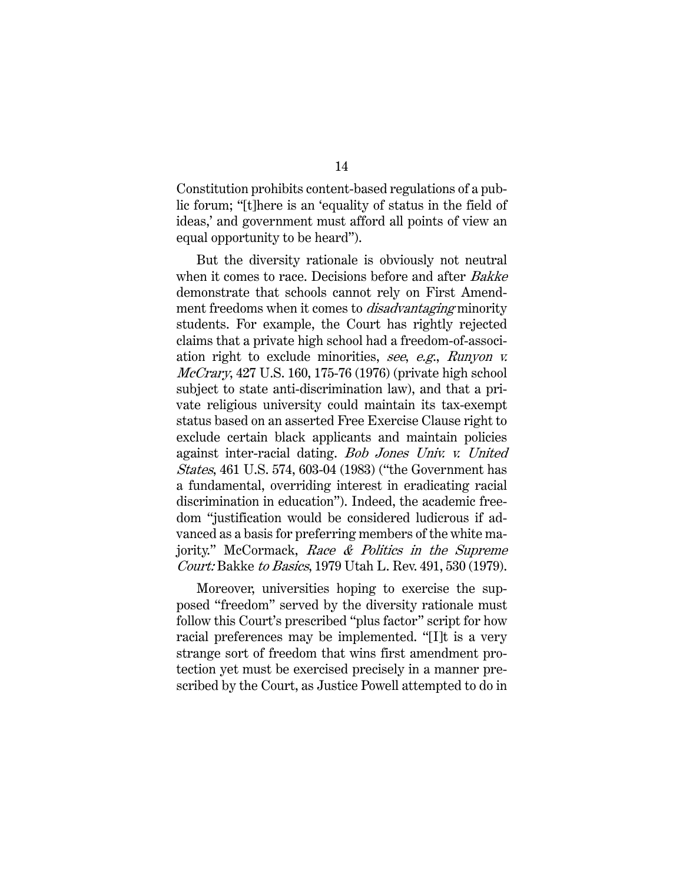Constitution prohibits content-based regulations of a public forum; "[t]here is an 'equality of status in the field of ideas,' and government must afford all points of view an equal opportunity to be heard").

But the diversity rationale is obviously not neutral when it comes to race. Decisions before and after *Bakke* demonstrate that schools cannot rely on First Amendment freedoms when it comes to *disadvantaging* minority students. For example, the Court has rightly rejected claims that a private high school had a freedom-of-association right to exclude minorities, *see*, *e.g.*, *Runyon v. McCrary*, 427 U.S. 160, 175-76 (1976) (private high school subject to state anti-discrimination law), and that a private religious university could maintain its tax-exempt status based on an asserted Free Exercise Clause right to exclude certain black applicants and maintain policies against inter-racial dating. *Bob Jones Univ. v. United States*, 461 U.S. 574, 603-04 (1983) ("the Government has a fundamental, overriding interest in eradicating racial discrimination in education"). Indeed, the academic freedom "justification would be considered ludicrous if advanced as a basis for preferring members of the white majority." McCormack, *Race & Politics in the Supreme Court:* Bakke *to Basics*, 1979 Utah L. Rev. 491, 530 (1979).

Moreover, universities hoping to exercise the supposed "freedom" served by the diversity rationale must follow this Court's prescribed "plus factor" script for how racial preferences may be implemented. "[I]t is a very strange sort of freedom that wins first amendment protection yet must be exercised precisely in a manner prescribed by the Court, as Justice Powell attempted to do in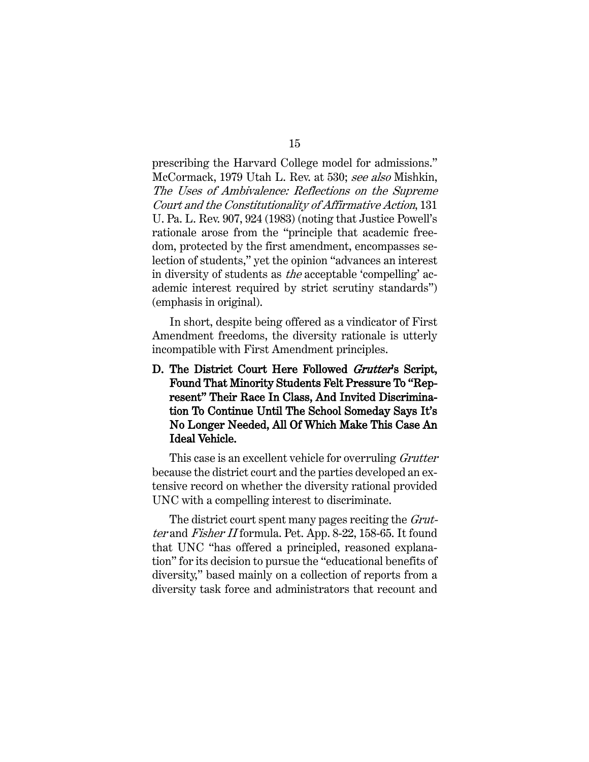prescribing the Harvard College model for admissions." McCormack, 1979 Utah L. Rev. at 530; *see also* Mishkin, *The Uses of Ambivalence: Reflections on the Supreme Court and the Constitutionality of Affirmative Action*, 131 U. Pa. L. Rev. 907, 924 (1983) (noting that Justice Powell's rationale arose from the "principle that academic freedom, protected by the first amendment, encompasses selection of students," yet the opinion "advances an interest in diversity of students as *the* acceptable 'compelling' academic interest required by strict scrutiny standards") (emphasis in original).

In short, despite being offered as a vindicator of First Amendment freedoms, the diversity rationale is utterly incompatible with First Amendment principles.

### D. The District Court Here Followed *Grutter*'s Script, Found That Minority Students Felt Pressure To "Represent" Their Race In Class, And Invited Discrimination To Continue Until The School Someday Says It's No Longer Needed, All Of Which Make This Case An Ideal Vehicle.

This case is an excellent vehicle for overruling *Grutter* because the district court and the parties developed an extensive record on whether the diversity rational provided UNC with a compelling interest to discriminate.

The district court spent many pages reciting the *Grutter* and *Fisher II* formula. Pet. App. 8-22, 158-65. It found that UNC "has offered a principled, reasoned explanation" for its decision to pursue the "educational benefits of diversity," based mainly on a collection of reports from a diversity task force and administrators that recount and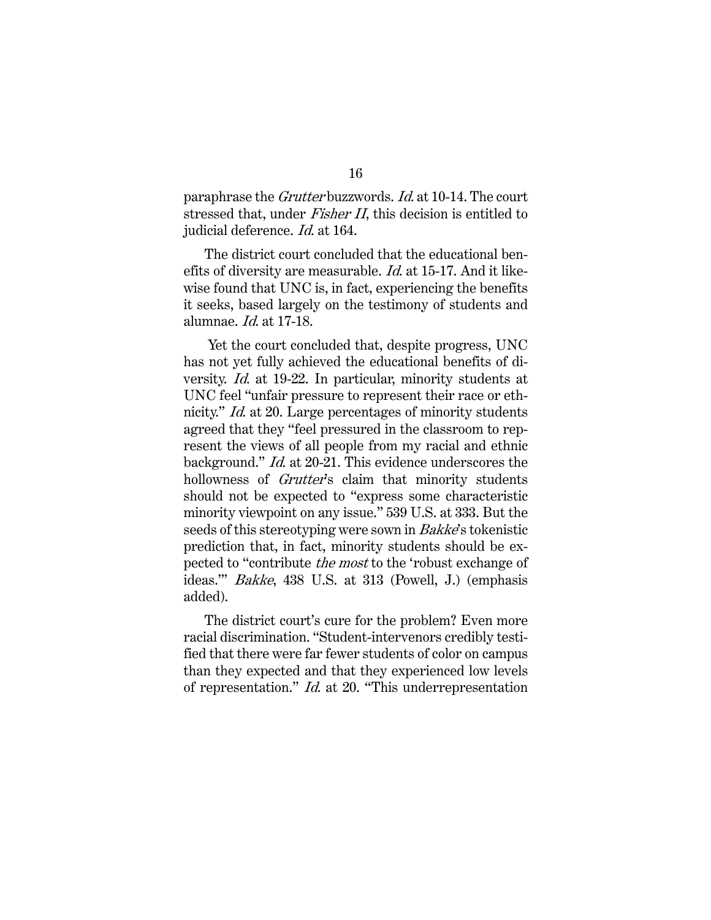paraphrase the *Grutter* buzzwords. *Id.* at 10-14. The court stressed that, under *Fisher II*, this decision is entitled to judicial deference. *Id.* at 164.

The district court concluded that the educational benefits of diversity are measurable. *Id.* at 15-17. And it likewise found that UNC is, in fact, experiencing the benefits it seeks, based largely on the testimony of students and alumnae. *Id.* at 17-18.

Yet the court concluded that, despite progress, UNC has not yet fully achieved the educational benefits of diversity. *Id.* at 19-22. In particular, minority students at UNC feel "unfair pressure to represent their race or ethnicity." *Id.* at 20. Large percentages of minority students agreed that they "feel pressured in the classroom to represent the views of all people from my racial and ethnic background." *Id.* at 20-21. This evidence underscores the hollowness of *Grutter*'s claim that minority students should not be expected to "express some characteristic minority viewpoint on any issue." 539 U.S. at 333. But the seeds of this stereotyping were sown in *Bakke*'s tokenistic prediction that, in fact, minority students should be expected to "contribute *the most* to the 'robust exchange of ideas.'" *Bakke*, 438 U.S. at 313 (Powell, J.) (emphasis added).

The district court's cure for the problem? Even more racial discrimination. "Student-intervenors credibly testified that there were far fewer students of color on campus than they expected and that they experienced low levels of representation." *Id.* at 20. "This underrepresentation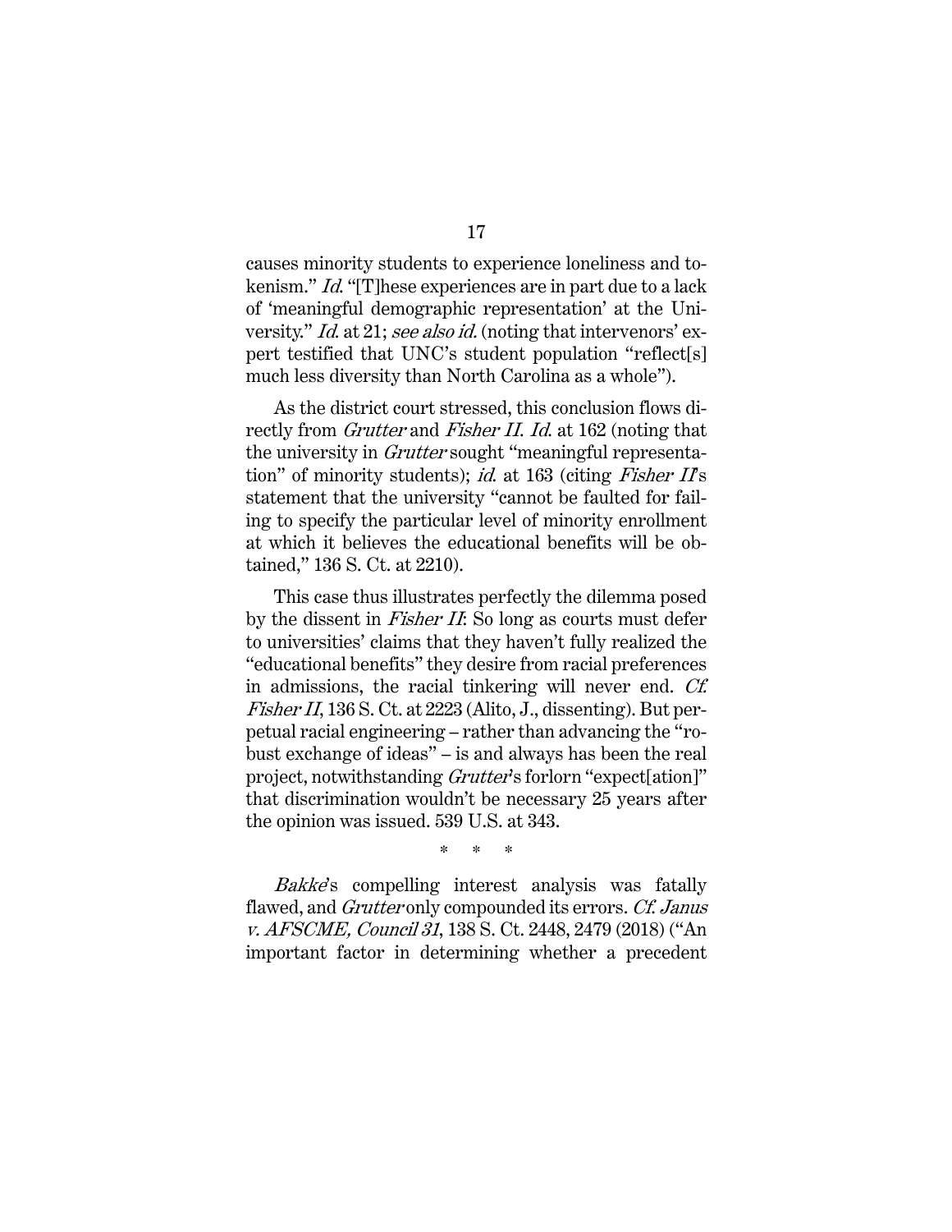causes minority students to experience loneliness and tokenism." *Id.* "[T]hese experiences are in part due to a lack of 'meaningful demographic representation' at the University." *Id.* at 21; *see also id.* (noting that intervenors' expert testified that UNC's student population "reflect[s] much less diversity than North Carolina as a whole").

As the district court stressed, this conclusion flows directly from *Grutter* and *Fisher II*. *Id.* at 162 (noting that the university in *Grutter* sought "meaningful representation" of minority students); *id.* at 163 (citing *Fisher II*'s statement that the university "cannot be faulted for failing to specify the particular level of minority enrollment at which it believes the educational benefits will be obtained," 136 S. Ct. at 2210).

This case thus illustrates perfectly the dilemma posed by the dissent in *Fisher II*: So long as courts must defer to universities' claims that they haven't fully realized the "educational benefits" they desire from racial preferences in admissions, the racial tinkering will never end. *Cf.* *Fisher II*, 136 S. Ct. at 2223 (Alito, J., dissenting). But perpetual racial engineering – rather than advancing the "robust exchange of ideas" – is and always has been the real project, notwithstanding *Grutter*'s forlorn "expect[ation]" that discrimination wouldn't be necessary 25 years after the opinion was issued. 539 U.S. at 343.

\* \* \*

*Bakke*'s compelling interest analysis was fatally flawed, and *Grutter* only compounded its errors. *Cf. Janus v. AFSCME, Council 31*, 138 S. Ct. 2448, 2479 (2018) ("An important factor in determining whether a precedent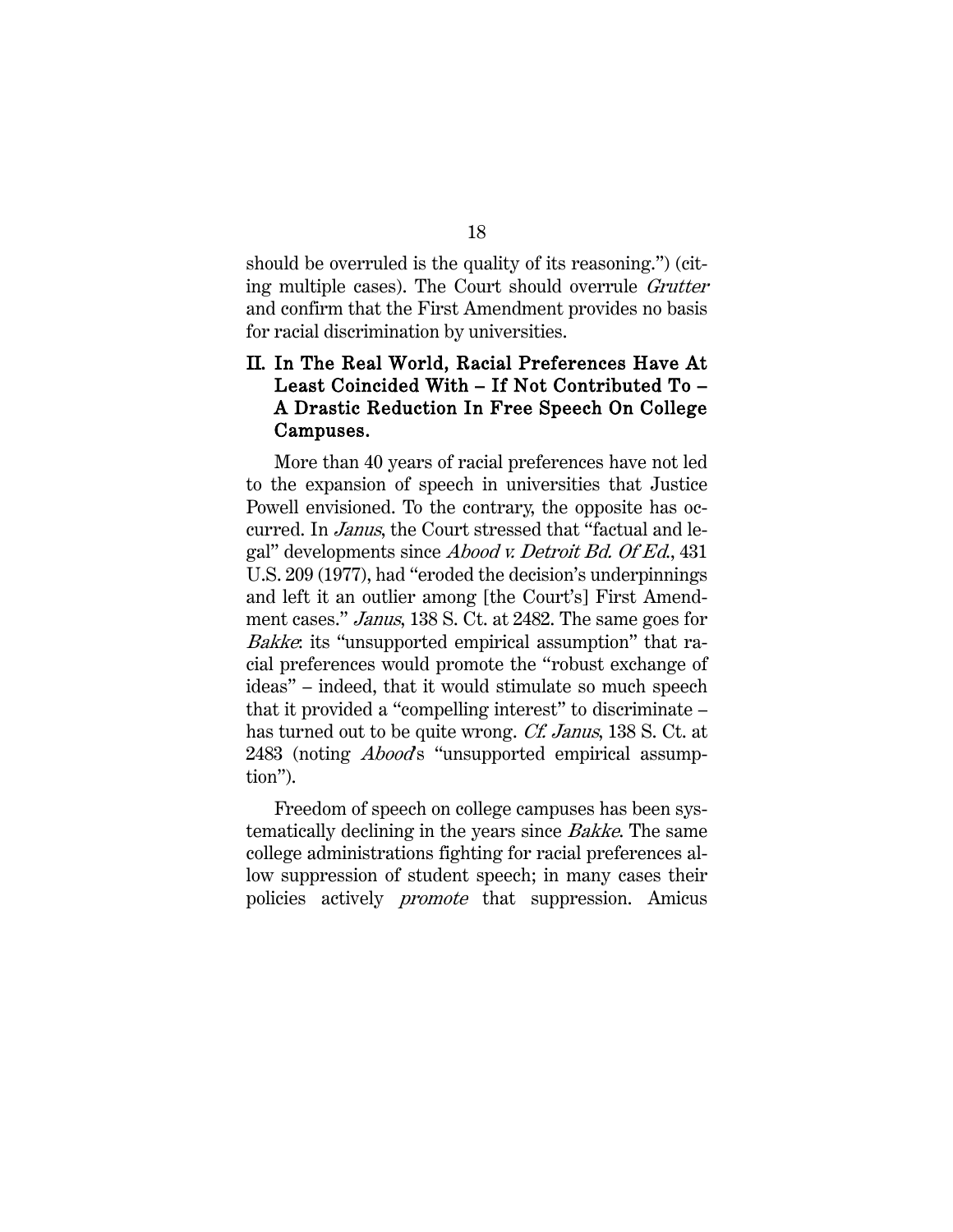should be overruled is the quality of its reasoning.") (citing multiple cases). The Court should overrule *Grutter* and confirm that the First Amendment provides no basis for racial discrimination by universities.

## II. In The Real World, Racial Preferences Have At Least Coincided With – If Not Contributed To – A Drastic Reduction In Free Speech On College Campuses.

More than 40 years of racial preferences have not led to the expansion of speech in universities that Justice Powell envisioned. To the contrary, the opposite has occurred. In *Janus*, the Court stressed that "factual and legal" developments since *Abood v. Detroit Bd. Of Ed.*, 431 U.S. 209 (1977), had "eroded the decision's underpinnings and left it an outlier among [the Court's] First Amendment cases." *Janus*, 138 S. Ct. at 2482. The same goes for *Bakke*: its "unsupported empirical assumption" that racial preferences would promote the "robust exchange of ideas" – indeed, that it would stimulate so much speech that it provided a "compelling interest" to discriminate – has turned out to be quite wrong. *Cf. Janus*, 138 S. Ct. at 2483 (noting *Abood*'s "unsupported empirical assumption").

Freedom of speech on college campuses has been systematically declining in the years since *Bakke*. The same college administrations fighting for racial preferences allow suppression of student speech; in many cases their policies actively *promote* that suppression. Amicus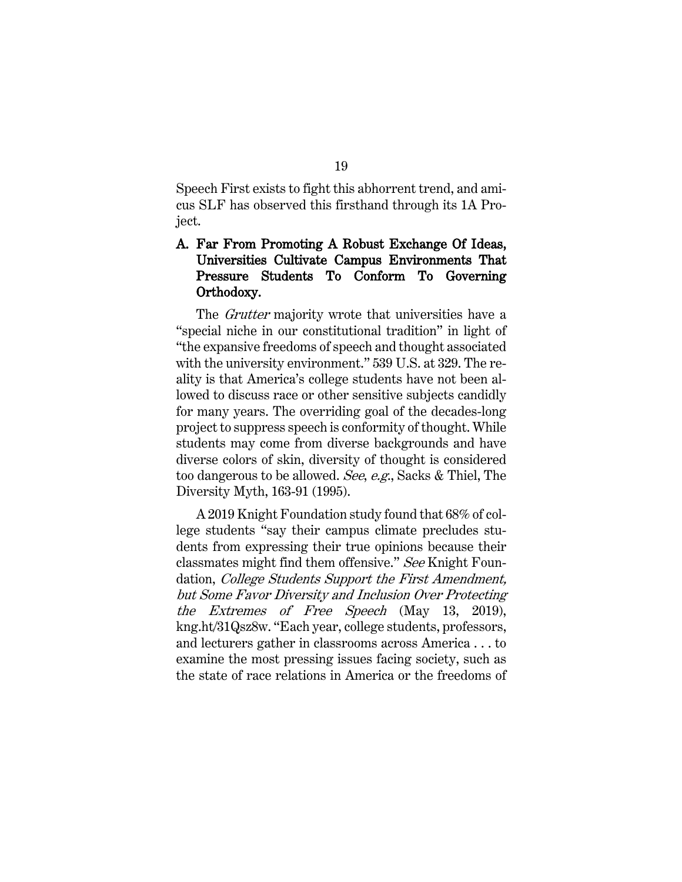Speech First exists to fight this abhorrent trend, and amicus SLF has observed this firsthand through its 1A Project.

### A. Far From Promoting A Robust Exchange Of Ideas, Universities Cultivate Campus Environments That Pressure Students To Conform To Governing Orthodoxy.

The *Grutter* majority wrote that universities have a "special niche in our constitutional tradition" in light of "the expansive freedoms of speech and thought associated with the university environment." 539 U.S. at 329. The reality is that America's college students have not been allowed to discuss race or other sensitive subjects candidly for many years. The overriding goal of the decades-long project to suppress speech is conformity of thought. While students may come from diverse backgrounds and have diverse colors of skin, diversity of thought is considered too dangerous to be allowed. *See*, *e.g*., Sacks & Thiel, The Diversity Myth, 163-91 (1995).

A 2019 Knight Foundation study found that 68% of college students "say their campus climate precludes students from expressing their true opinions because their classmates might find them offensive." *See* Knight Foundation, *College Students Support the First Amendment, but Some Favor Diversity and Inclusion Over Protecting the Extremes of Free Speech* (May 13, 2019), kng.ht/31Qsz8w. "Each year, college students, professors, and lecturers gather in classrooms across America . . . to examine the most pressing issues facing society, such as the state of race relations in America or the freedoms of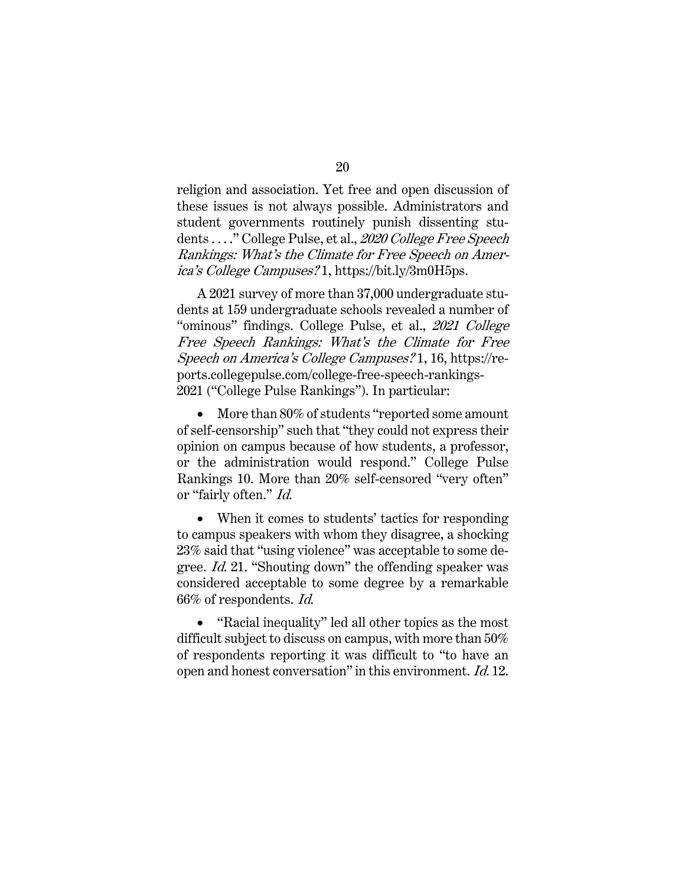religion and association. Yet free and open discussion of these issues is not always possible. Administrators and student governments routinely punish dissenting students . . . ." College Pulse, et al., *2020 College Free Speech Rankings: What's the Climate for Free Speech on America's College Campuses?* 1, https://bit.ly/3m0H5ps.

A 2021 survey of more than 37,000 undergraduate students at 159 undergraduate schools revealed a number of "ominous" findings. College Pulse, et al., *2021 College Free Speech Rankings: What's the Climate for Free Speech on America's College Campuses?* 1, 16, https://reports.collegepulse.com/college-free-speech-rankings-2021 ("College Pulse Rankings"). In particular:

- More than 80% of students "reported some amount of self-censorship" such that "they could not express their opinion on campus because of how students, a professor, or the administration would respond." College Pulse Rankings 10. More than 20% self-censored "very often" or "fairly often." *Id.*

- When it comes to students' tactics for responding to campus speakers with whom they disagree, a shocking 23% said that "using violence" was acceptable to some degree. *Id.* 21. "Shouting down" the offending speaker was considered acceptable to some degree by a remarkable 66% of respondents. *Id.*

- "Racial inequality" led all other topics as the most difficult subject to discuss on campus, with more than 50% of respondents reporting it was difficult to "to have an open and honest conversation" in this environment. *Id.* 12.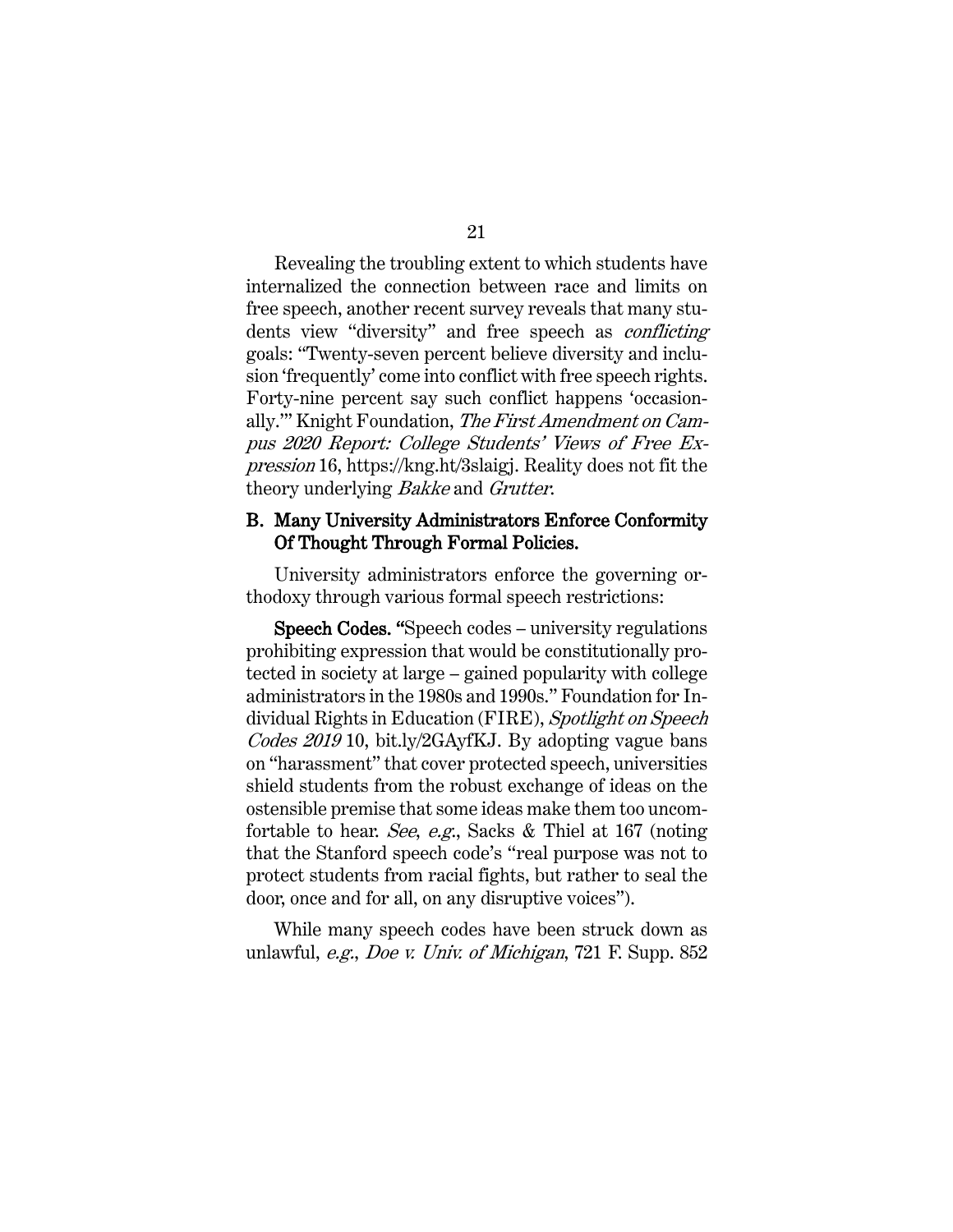Revealing the troubling extent to which students have internalized the connection between race and limits on free speech, another recent survey reveals that many students view "diversity" and free speech as *conflicting* goals: "Twenty-seven percent believe diversity and inclusion 'frequently' come into conflict with free speech rights. Forty-nine percent say such conflict happens 'occasionally.'" Knight Foundation, *The First Amendment on Campus 2020 Report: College Students' Views of Free Expression* 16, https://kng.ht/3slaigj. Reality does not fit the theory underlying *Bakke* and *Grutter*.

### B. Many University Administrators Enforce Conformity Of Thought Through Formal Policies.

University administrators enforce the governing orthodoxy through various formal speech restrictions:

**Speech Codes.** "Speech codes – university regulations prohibiting expression that would be constitutionally protected in society at large – gained popularity with college administrators in the 1980s and 1990s." Foundation for Individual Rights in Education (FIRE), *Spotlight on Speech Codes 2019* 10, bit.ly/2GAyfKJ. By adopting vague bans on "harassment" that cover protected speech, universities shield students from the robust exchange of ideas on the ostensible premise that some ideas make them too uncomfortable to hear. *See, e.g.*, Sacks & Thiel at 167 (noting that the Stanford speech code's "real purpose was not to protect students from racial fights, but rather to seal the door, once and for all, on any disruptive voices").

While many speech codes have been struck down as unlawful, *e.g.*, *Doe v. Univ. of Michigan*, 721 F. Supp. 852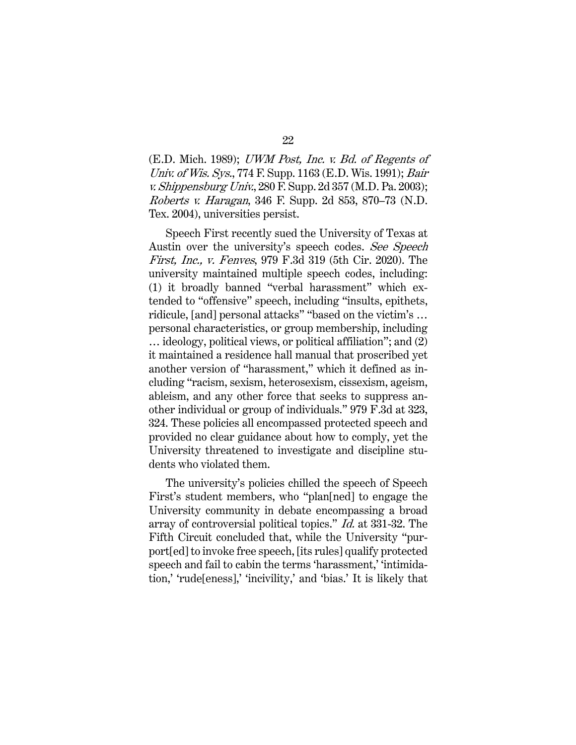(E.D. Mich. 1989); *UWM Post, Inc. v. Bd. of Regents of Univ. of Wis. Sys.*, 774 F. Supp. 1163 (E.D. Wis. 1991); *Bair v. Shippensburg Univ.*, 280 F. Supp. 2d 357 (M.D. Pa. 2003); *Roberts v. Haragan*, 346 F. Supp. 2d 853, 870–73 (N.D. Tex. 2004), universities persist.

Speech First recently sued the University of Texas at Austin over the university's speech codes. *See Speech First, Inc., v. Fenves*, 979 F.3d 319 (5th Cir. 2020). The university maintained multiple speech codes, including: (1) it broadly banned "verbal harassment" which extended to "offensive" speech, including "insults, epithets, ridicule, [and] personal attacks" "based on the victim's … personal characteristics, or group membership, including … ideology, political views, or political affiliation"; and (2) it maintained a residence hall manual that proscribed yet another version of "harassment," which it defined as including "racism, sexism, heterosexism, cissexism, ageism, ableism, and any other force that seeks to suppress another individual or group of individuals." 979 F.3d at 323, 324. These policies all encompassed protected speech and provided no clear guidance about how to comply, yet the University threatened to investigate and discipline students who violated them.

The university's policies chilled the speech of Speech First's student members, who "plan[ned] to engage the University community in debate encompassing a broad array of controversial political topics." *Id.* at 331-32. The Fifth Circuit concluded that, while the University "purport[ed] to invoke free speech, [its rules] qualify protected speech and fail to cabin the terms 'harassment,' 'intimidation,' 'rude[eness],' 'incivility,' and 'bias.' It is likely that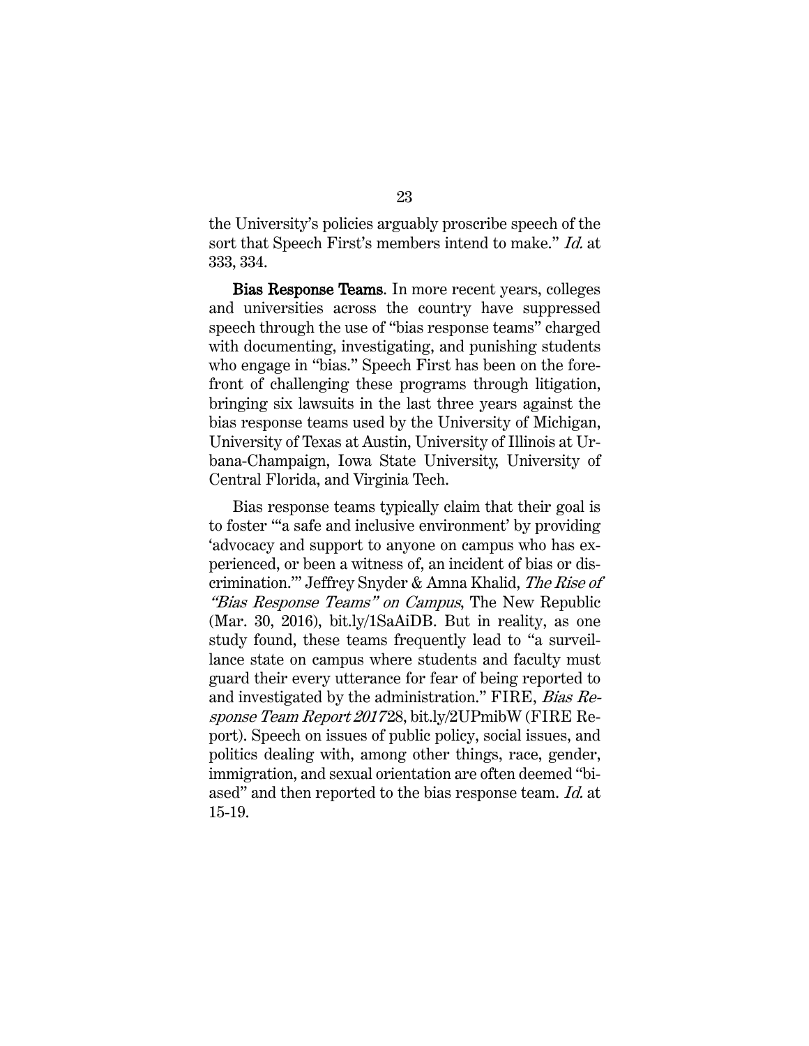the University's policies arguably proscribe speech of the sort that Speech First's members intend to make." *Id.* at 333, 334.

**Bias Response Teams**. In more recent years, colleges and universities across the country have suppressed speech through the use of "bias response teams" charged with documenting, investigating, and punishing students who engage in "bias." Speech First has been on the forefront of challenging these programs through litigation, bringing six lawsuits in the last three years against the bias response teams used by the University of Michigan, University of Texas at Austin, University of Illinois at Urbana-Champaign, Iowa State University, University of Central Florida, and Virginia Tech.

Bias response teams typically claim that their goal is to foster "'a safe and inclusive environment' by providing 'advocacy and support to anyone on campus who has experienced, or been a witness of, an incident of bias or discrimination.'" Jeffrey Snyder & Amna Khalid, *The Rise of "Bias Response Teams" on Campus*, The New Republic (Mar. 30, 2016), bit.ly/1SaAiDB. But in reality, as one study found, these teams frequently lead to "a surveillance state on campus where students and faculty must guard their every utterance for fear of being reported to and investigated by the administration." FIRE, *Bias Response Team Report 2017* 28, bit.ly/2UPmibW (FIRE Report). Speech on issues of public policy, social issues, and politics dealing with, among other things, race, gender, immigration, and sexual orientation are often deemed "biased" and then reported to the bias response team. *Id.* at 15-19.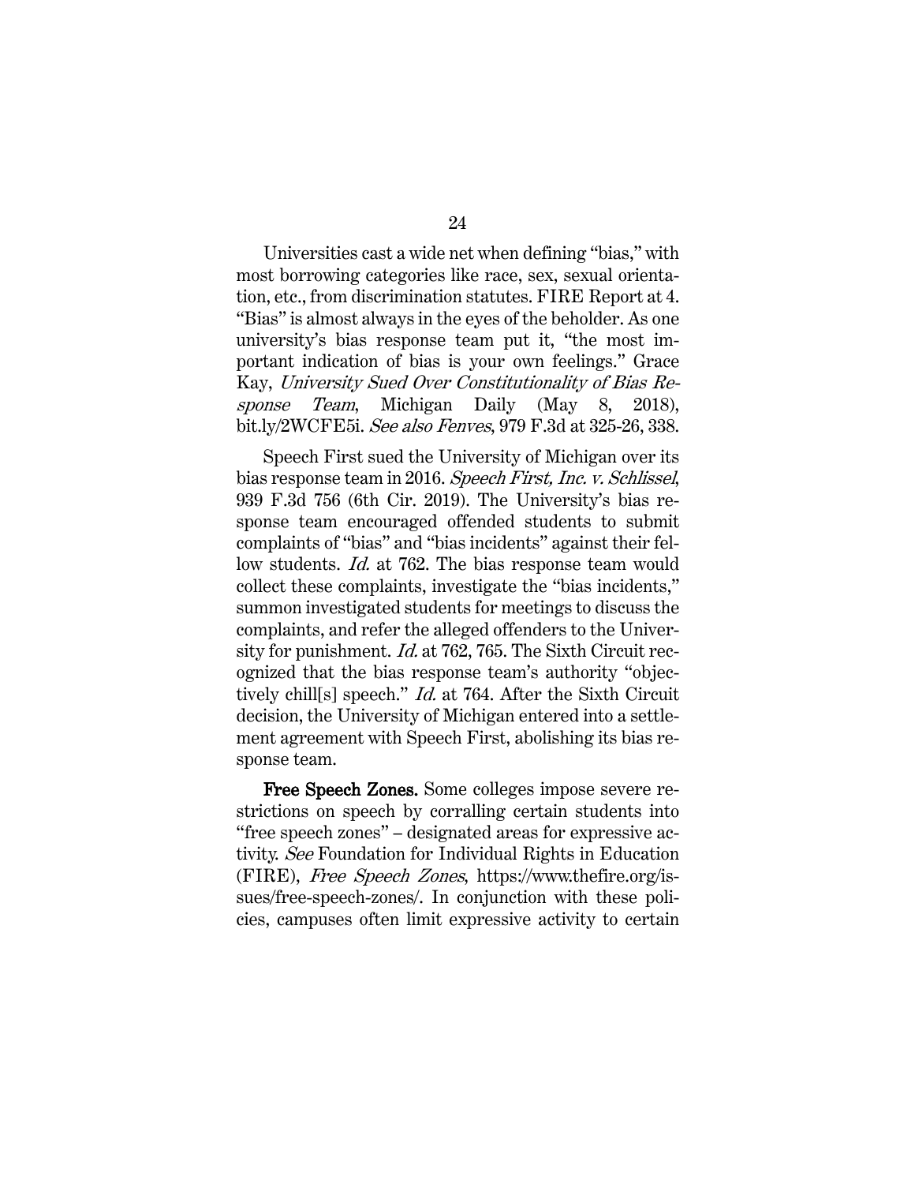Universities cast a wide net when defining "bias," with most borrowing categories like race, sex, sexual orientation, etc., from discrimination statutes. FIRE Report at 4. "Bias" is almost always in the eyes of the beholder. As one university's bias response team put it, "the most important indication of bias is your own feelings." Grace Kay, *University Sued Over Constitutionality of Bias Response Team*, Michigan Daily (May 8, 2018), bit.ly/2WCFE5i. *See also Fenves*, 979 F.3d at 325-26, 338.

Speech First sued the University of Michigan over its bias response team in 2016. *Speech First, Inc. v. Schlissel*, 939 F.3d 756 (6th Cir. 2019). The University's bias response team encouraged offended students to submit complaints of "bias" and "bias incidents" against their fellow students. *Id.* at 762. The bias response team would collect these complaints, investigate the "bias incidents," summon investigated students for meetings to discuss the complaints, and refer the alleged offenders to the University for punishment. *Id.* at 762, 765. The Sixth Circuit recognized that the bias response team's authority "objectively chill[s] speech." *Id.* at 764. After the Sixth Circuit decision, the University of Michigan entered into a settlement agreement with Speech First, abolishing its bias response team.

**Free Speech Zones.** Some colleges impose severe restrictions on speech by corralling certain students into "free speech zones" – designated areas for expressive activity. *See* Foundation for Individual Rights in Education (FIRE), *Free Speech Zones*, https://www.thefire.org/issues/free-speech-zones/. In conjunction with these policies, campuses often limit expressive activity to certain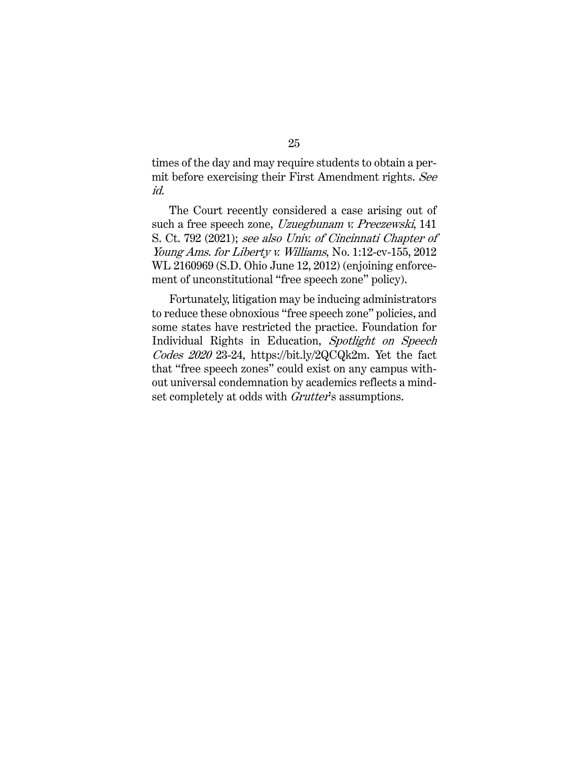times of the day and may require students to obtain a permit before exercising their First Amendment rights. *See id.*

The Court recently considered a case arising out of such a free speech zone, *Uzuegbunam v. Preczewski*, 141 S. Ct. 792 (2021); *see also Univ. of Cincinnati Chapter of Young Ams. for Liberty v. Williams*, No. 1:12-cv-155, 2012 WL 2160969 (S.D. Ohio June 12, 2012) (enjoining enforcement of unconstitutional "free speech zone" policy).

Fortunately, litigation may be inducing administrators to reduce these obnoxious "free speech zone" policies, and some states have restricted the practice. Foundation for Individual Rights in Education, *Spotlight on Speech Codes 2020* 23-24, https://bit.ly/2QCQk2m. Yet the fact that "free speech zones" could exist on any campus without universal condemnation by academics reflects a mindset completely at odds with *Grutter*'s assumptions.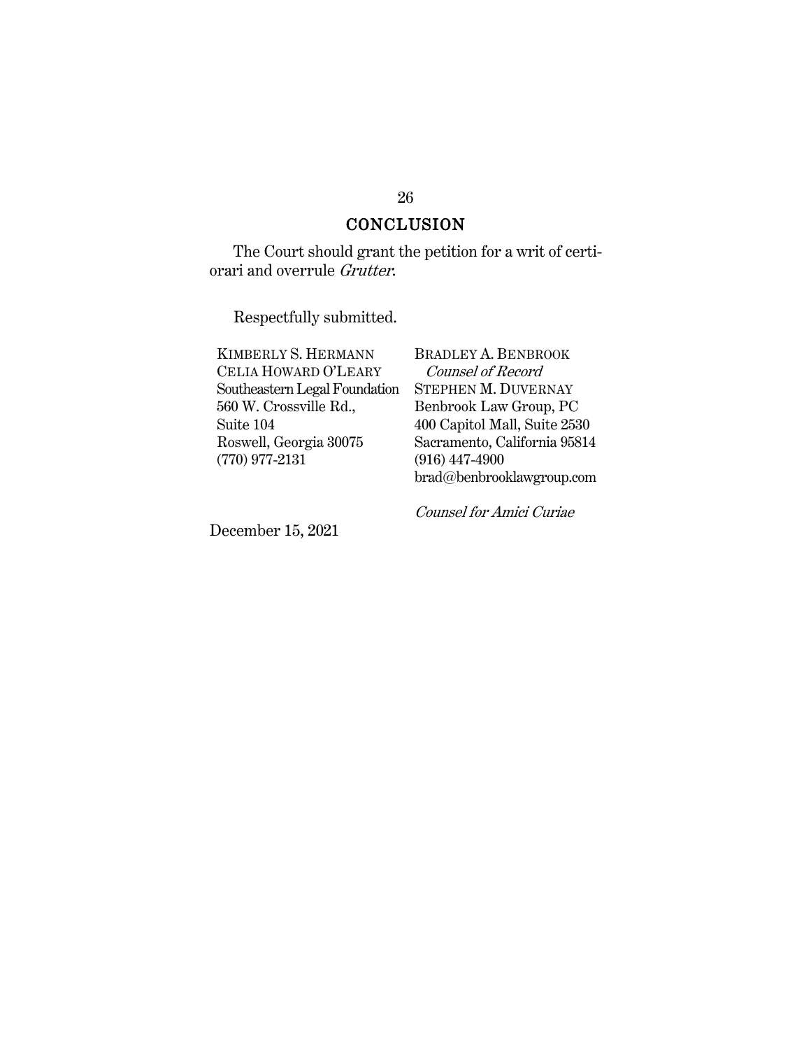## CONCLUSION

The Court should grant the petition for a writ of certiorari and overrule *Grutter*.

Respectfully submitted.

KIMBERLY S. HERMANN
CELIA HOWARD O'LEARY
Southeastern Legal Foundation
560 W. Crossville Rd.,
Suite 104
Roswell, Georgia 30075
(770) 977-2131

BRADLEY A. BENBROOK
*Counsel of Record*
STEPHEN M. DUVERNAY
Benbrook Law Group, PC
400 Capitol Mall, Suite 2530
Sacramento, California 95814
(916) 447-4900
brad@benbrooklawgroup.com

*Counsel for Amici Curiae*

December 15, 2021